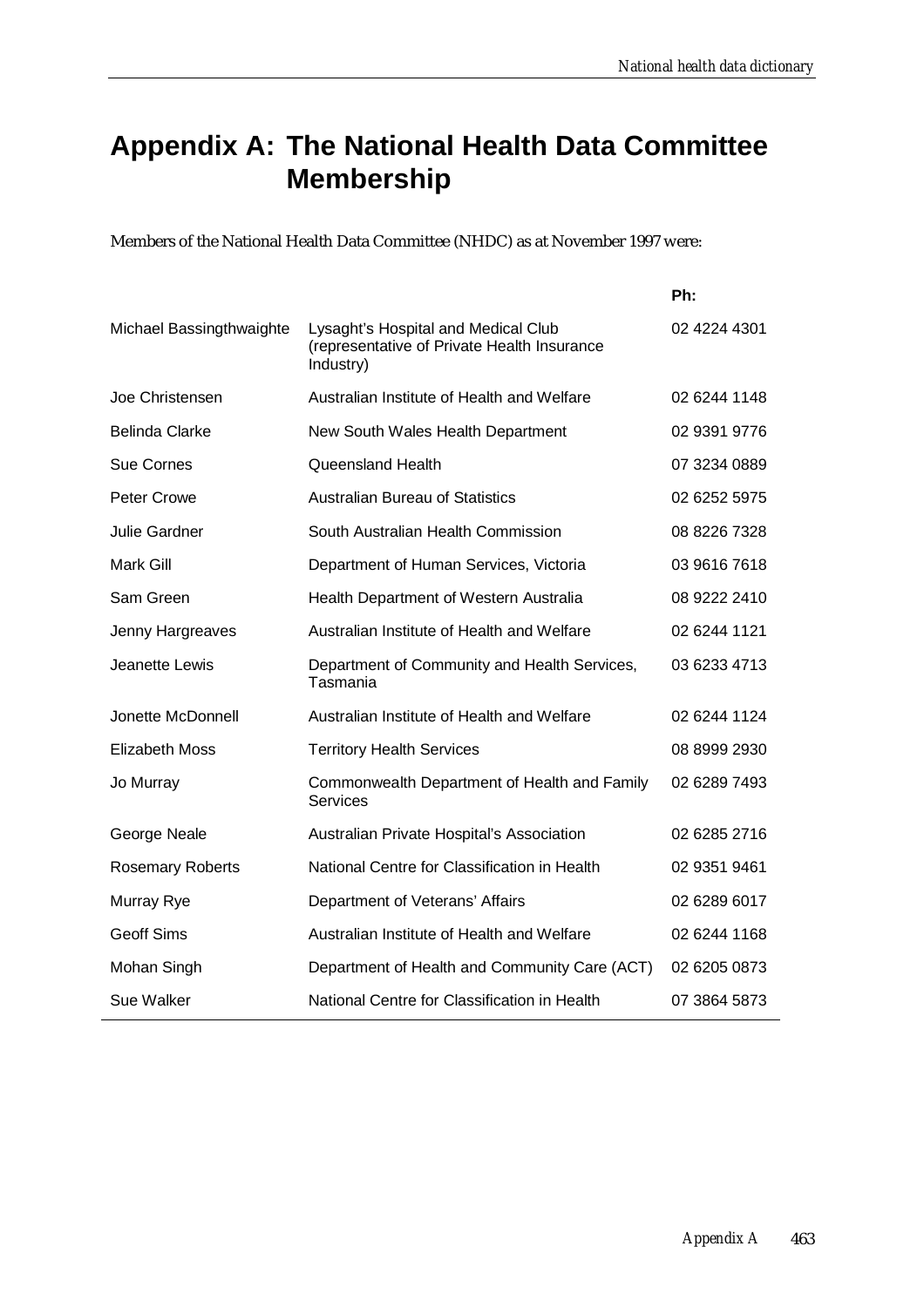# Appendix A: The National Health Data Committee Membership

Members of the National Health Data Committee (NHDC) as at November 1997 were:

| | | Ph: |
|---|---|---|
| Michael Bassingthwaighte | Lysaght's Hospital and Medical Club (representative of Private Health Insurance Industry) | 02 4224 4301 |
| Joe Christensen | Australian Institute of Health and Welfare | 02 6244 1148 |
| Belinda Clarke | New South Wales Health Department | 02 9391 9776 |
| Sue Cornes | Queensland Health | 07 3234 0889 |
| Peter Crowe | Australian Bureau of Statistics | 02 6252 5975 |
| Julie Gardner | South Australian Health Commission | 08 8226 7328 |
| Mark Gill | Department of Human Services, Victoria | 03 9616 7618 |
| Sam Green | Health Department of Western Australia | 08 9222 2410 |
| Jenny Hargreaves | Australian Institute of Health and Welfare | 02 6244 1121 |
| Jeanette Lewis | Department of Community and Health Services, Tasmania | 03 6233 4713 |
| Jonette McDonnell | Australian Institute of Health and Welfare | 02 6244 1124 |
| Elizabeth Moss | Territory Health Services | 08 8999 2930 |
| Jo Murray | Commonwealth Department of Health and Family Services | 02 6289 7493 |
| George Neale | Australian Private Hospital's Association | 02 6285 2716 |
| Rosemary Roberts | National Centre for Classification in Health | 02 9351 9461 |
| Murray Rye | Department of Veterans' Affairs | 02 6289 6017 |
| Geoff Sims | Australian Institute of Health and Welfare | 02 6244 1168 |
| Mohan Singh | Department of Health and Community Care (ACT) | 02 6205 0873 |
| Sue Walker | National Centre for Classification in Health | 07 3864 5873 |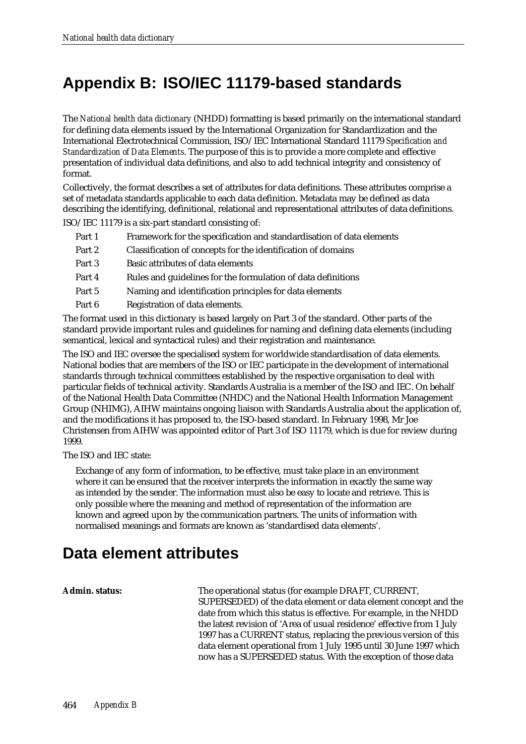# Appendix B: ISO/IEC 11179-based standards

The *National health data dictionary* (NHDD) formatting is based primarily on the international standard for defining data elements issued by the International Organization for Standardization and the International Electrotechnical Commission, ISO/IEC International Standard 11179 *Specification and Standardization of Data Elements*. The purpose of this is to provide a more complete and effective presentation of individual data definitions, and also to add technical integrity and consistency of format.

Collectively, the format describes a set of attributes for data definitions. These attributes comprise a set of metadata standards applicable to each data definition. Metadata may be defined as data describing the identifying, definitional, relational and representational attributes of data definitions.

ISO/IEC 11179 is a six-part standard consisting of:

| | |
|---|---|
| Part 1 | Framework for the specification and standardisation of data elements |
| Part 2 | Classification of concepts for the identification of domains |
| Part 3 | Basic attributes of data elements |
| Part 4 | Rules and guidelines for the formulation of data definitions |
| Part 5 | Naming and identification principles for data elements |
| Part 6 | Registration of data elements. |

The format used in this dictionary is based largely on Part 3 of the standard. Other parts of the standard provide important rules and guidelines for naming and defining data elements (including semantical, lexical and syntactical rules) and their registration and maintenance.

The ISO and IEC oversee the specialised system for worldwide standardisation of data elements. National bodies that are members of the ISO or IEC participate in the development of international standards through technical committees established by the respective organisation to deal with particular fields of technical activity. Standards Australia is a member of the ISO and IEC. On behalf of the National Health Data Committee (NHDC) and the National Health Information Management Group (NHIMG), AIHW maintains ongoing liaison with Standards Australia about the application of, and the modifications it has proposed to, the ISO-based standard. In February 1998, Mr Joe Christensen from AIHW was appointed editor of Part 3 of ISO 11179, which is due for review during 1999.

The ISO and IEC state:

> Exchange of any form of information, to be effective, must take place in an environment where it can be ensured that the receiver interprets the information in exactly the same way as intended by the sender. The information must also be easy to locate and retrieve. This is only possible where the meaning and method of representation of the information are known and agreed upon by the communication partners. The units of information with normalised meanings and formats are known as 'standardised data elements'.

## Data element attributes

**Admin. status:** The operational status (for example DRAFT, CURRENT, SUPERSEDED) of the data element or data element concept and the date from which this status is effective. For example, in the NHDD the latest revision of 'Area of usual residence' effective from 1 July 1997 has a CURRENT status, replacing the previous version of this data element operational from 1 July 1995 until 30 June 1997 which now has a SUPERSEDED status. With the exception of those data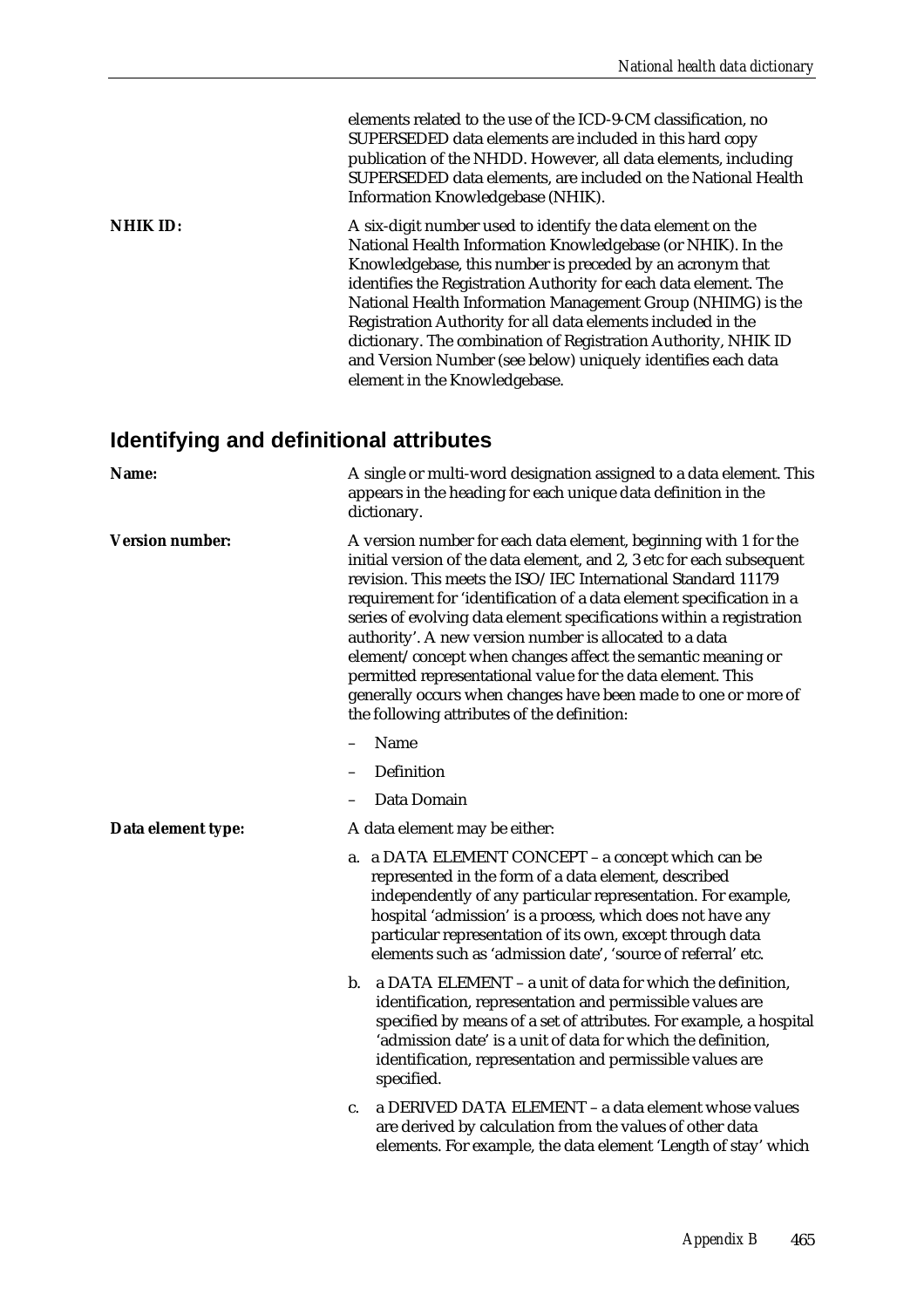elements related to the use of the ICD-9-CM classification, no SUPERSEDED data elements are included in this hard copy publication of the NHDD. However, all data elements, including SUPERSEDED data elements, are included on the National Health Information Knowledgebase (NHIK).

**NHIK ID:** A six-digit number used to identify the data element on the National Health Information Knowledgebase (or NHIK). In the Knowledgebase, this number is preceded by an acronym that identifies the Registration Authority for each data element. The National Health Information Management Group (NHIMG) is the Registration Authority for all data elements included in the dictionary. The combination of Registration Authority, NHIK ID and Version Number (see below) uniquely identifies each data element in the Knowledgebase.

## Identifying and definitional attributes

**Name:** A single or multi-word designation assigned to a data element. This appears in the heading for each unique data definition in the dictionary.

**Version number:** A version number for each data element, beginning with 1 for the initial version of the data element, and 2, 3 etc for each subsequent revision. This meets the ISO/IEC International Standard 11179 requirement for 'identification of a data element specification in a series of evolving data element specifications within a registration authority'. A new version number is allocated to a data element/concept when changes affect the semantic meaning or permitted representational value for the data element. This generally occurs when changes have been made to one or more of the following attributes of the definition:

- Name
- Definition
- Data Domain

**Data element type:** A data element may be either:

a. a DATA ELEMENT CONCEPT – a concept which can be represented in the form of a data element, described independently of any particular representation. For example, hospital 'admission' is a process, which does not have any particular representation of its own, except through data elements such as 'admission date', 'source of referral' etc.

b. a DATA ELEMENT – a unit of data for which the definition, identification, representation and permissible values are specified by means of a set of attributes. For example, a hospital 'admission date' is a unit of data for which the definition, identification, representation and permissible values are specified.

c. a DERIVED DATA ELEMENT – a data element whose values are derived by calculation from the values of other data elements. For example, the data element 'Length of stay' which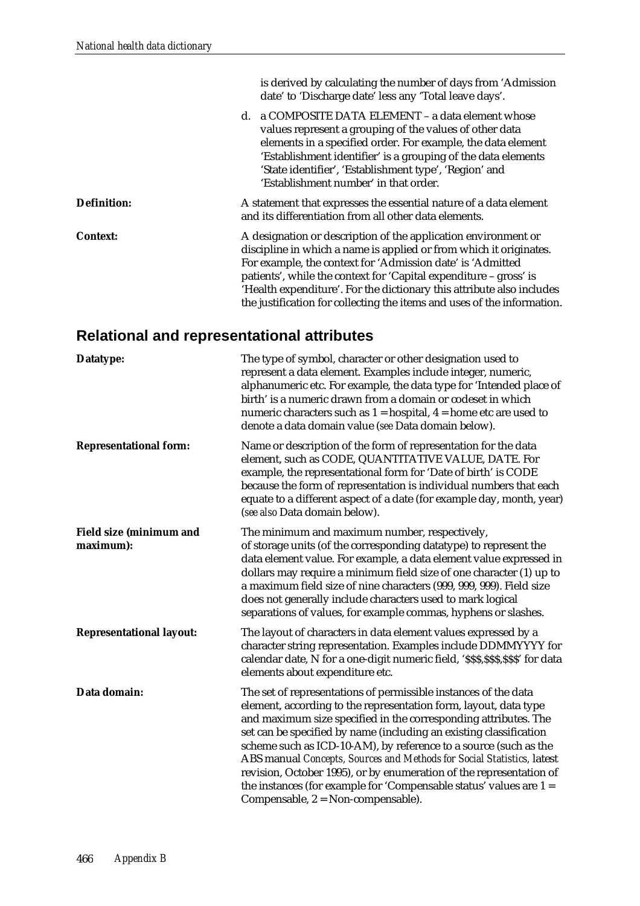is derived by calculating the number of days from 'Admission date' to 'Discharge date' less any 'Total leave days'.

d. a COMPOSITE DATA ELEMENT – a data element whose values represent a grouping of the values of other data elements in a specified order. For example, the data element 'Establishment identifier' is a grouping of the data elements 'State identifier', 'Establishment type', 'Region' and 'Establishment number' in that order.

**Definition:** A statement that expresses the essential nature of a data element and its differentiation from all other data elements.

**Context:** A designation or description of the application environment or discipline in which a name is applied or from which it originates. For example, the context for 'Admission date' is 'Admitted patients', while the context for 'Capital expenditure – gross' is 'Health expenditure'. For the dictionary this attribute also includes the justification for collecting the items and uses of the information.

## Relational and representational attributes

**Datatype:** The type of symbol, character or other designation used to represent a data element. Examples include integer, numeric, alphanumeric etc. For example, the data type for 'Intended place of birth' is a numeric drawn from a domain or codeset in which numeric characters such as 1 = hospital, 4 = home etc are used to denote a data domain value (*see* Data domain below).

**Representational form:** Name or description of the form of representation for the data element, such as CODE, QUANTITATIVE VALUE, DATE. For example, the representational form for 'Date of birth' is CODE because the form of representation is individual numbers that each equate to a different aspect of a date (for example day, month, year) (*see also* Data domain below).

**Field size (minimum and maximum):** The minimum and maximum number, respectively, of storage units (of the corresponding datatype) to represent the data element value. For example, a data element value expressed in dollars may require a minimum field size of one character (1) up to a maximum field size of nine characters (999, 999, 999). Field size does not generally include characters used to mark logical separations of values, for example commas, hyphens or slashes.

**Representational layout:** The layout of characters in data element values expressed by a character string representation. Examples include DDMMYYYY for calendar date, N for a one-digit numeric field, '$$$,$$$,$$$' for data elements about expenditure etc.

**Data domain:** The set of representations of permissible instances of the data element, according to the representation form, layout, data type and maximum size specified in the corresponding attributes. The set can be specified by name (including an existing classification scheme such as ICD-10-AM), by reference to a source (such as the ABS manual *Concepts, Sources and Methods for Social Statistics*, latest revision, October 1995), or by enumeration of the representation of the instances (for example for 'Compensable status' values are 1 = Compensable, 2 = Non-compensable).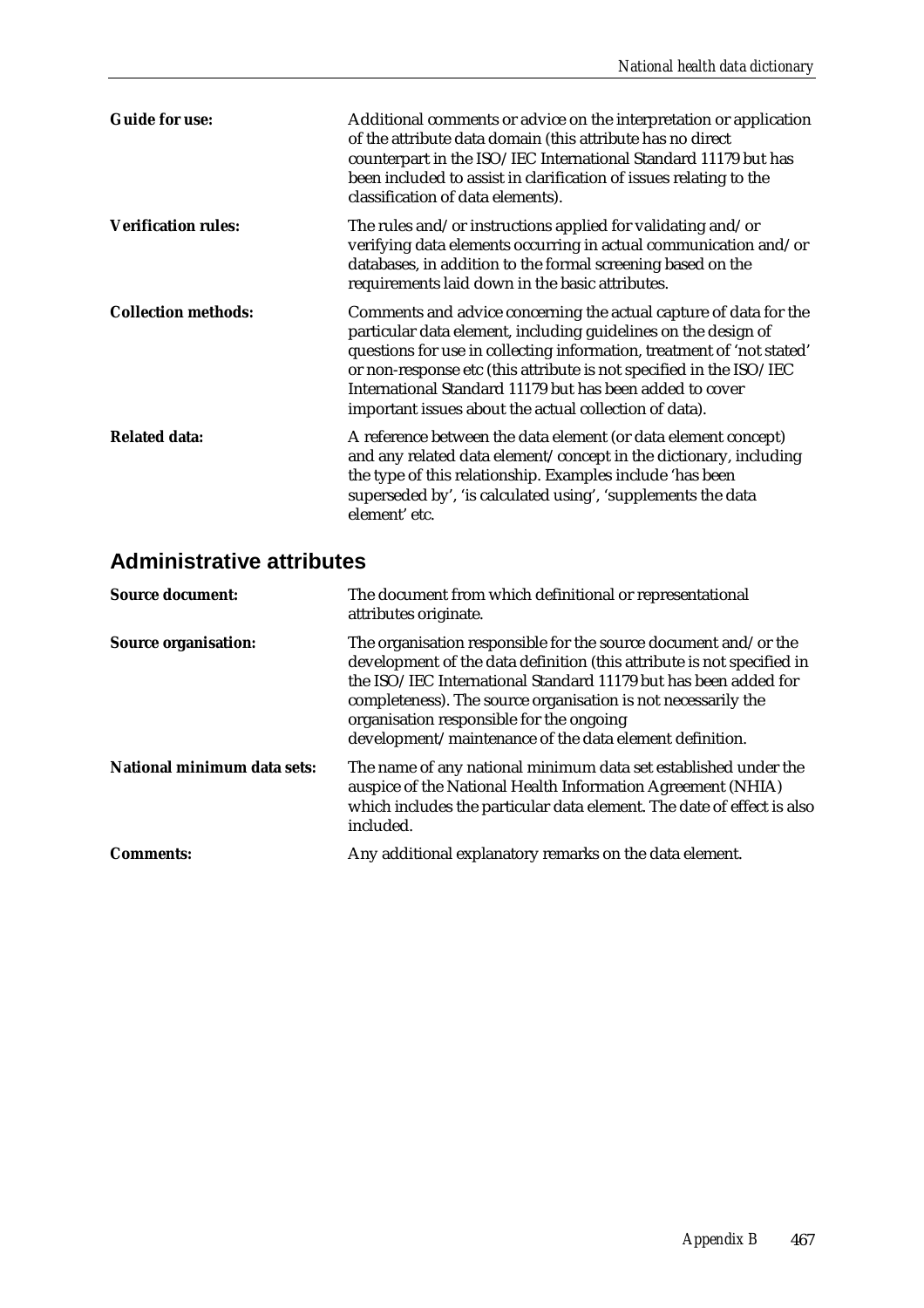**Guide for use:** Additional comments or advice on the interpretation or application of the attribute data domain (this attribute has no direct counterpart in the ISO/IEC International Standard 11179 but has been included to assist in clarification of issues relating to the classification of data elements).

**Verification rules:** The rules and/or instructions applied for validating and/or verifying data elements occurring in actual communication and/or databases, in addition to the formal screening based on the requirements laid down in the basic attributes.

**Collection methods:** Comments and advice concerning the actual capture of data for the particular data element, including guidelines on the design of questions for use in collecting information, treatment of 'not stated' or non-response etc (this attribute is not specified in the ISO/IEC International Standard 11179 but has been added to cover important issues about the actual collection of data).

**Related data:** A reference between the data element (or data element concept) and any related data element/concept in the dictionary, including the type of this relationship. Examples include 'has been superseded by', 'is calculated using', 'supplements the data element' etc.

## Administrative attributes

**Source document:** The document from which definitional or representational attributes originate.

**Source organisation:** The organisation responsible for the source document and/or the development of the data definition (this attribute is not specified in the ISO/IEC International Standard 11179 but has been added for completeness). The source organisation is not necessarily the organisation responsible for the ongoing development/maintenance of the data element definition.

**National minimum data sets:** The name of any national minimum data set established under the auspice of the National Health Information Agreement (NHIA) which includes the particular data element. The date of effect is also included.

**Comments:** Any additional explanatory remarks on the data element.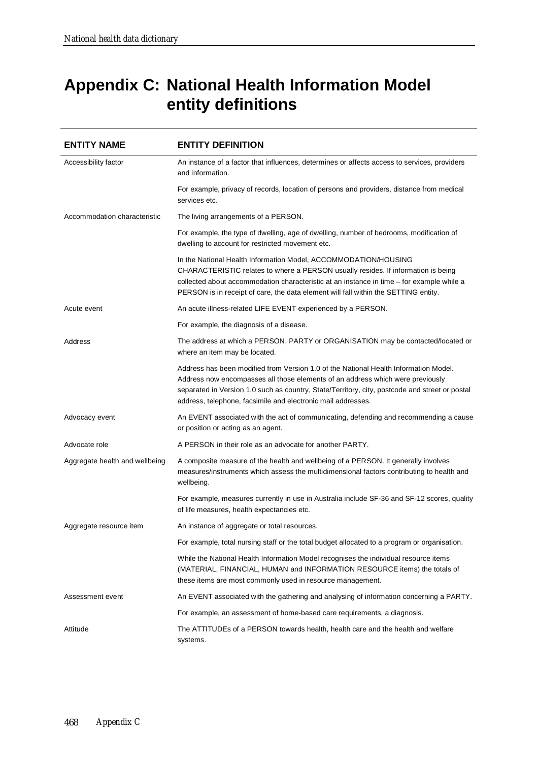# Appendix C: National Health Information Model entity definitions

| ENTITY NAME | ENTITY DEFINITION |
|---|---|
| Accessibility factor | An instance of a factor that influences, determines or affects access to services, providers and information.<br><br>For example, privacy of records, location of persons and providers, distance from medical services etc. |
| Accommodation characteristic | The living arrangements of a PERSON.<br><br>For example, the type of dwelling, age of dwelling, number of bedrooms, modification of dwelling to account for restricted movement etc.<br><br>In the National Health Information Model, ACCOMMODATION/HOUSING CHARACTERISTIC relates to where a PERSON usually resides. If information is being collected about accommodation characteristic at an instance in time – for example while a PERSON is in receipt of care, the data element will fall within the SETTING entity. |
| Acute event | An acute illness-related LIFE EVENT experienced by a PERSON.<br><br>For example, the diagnosis of a disease. |
| Address | The address at which a PERSON, PARTY or ORGANISATION may be contacted/located or where an item may be located.<br><br>Address has been modified from Version 1.0 of the National Health Information Model. Address now encompasses all those elements of an address which were previously separated in Version 1.0 such as country, State/Territory, city, postcode and street or postal address, telephone, facsimile and electronic mail addresses. |
| Advocacy event | An EVENT associated with the act of communicating, defending and recommending a cause or position or acting as an agent. |
| Advocate role | A PERSON in their role as an advocate for another PARTY. |
| Aggregate health and wellbeing | A composite measure of the health and wellbeing of a PERSON. It generally involves measures/instruments which assess the multidimensional factors contributing to health and wellbeing.<br><br>For example, measures currently in use in Australia include SF-36 and SF-12 scores, quality of life measures, health expectancies etc. |
| Aggregate resource item | An instance of aggregate or total resources.<br><br>For example, total nursing staff or the total budget allocated to a program or organisation.<br><br>While the National Health Information Model recognises the individual resource items (MATERIAL, FINANCIAL, HUMAN and INFORMATION RESOURCE items) the totals of these items are most commonly used in resource management. |
| Assessment event | An EVENT associated with the gathering and analysing of information concerning a PARTY.<br><br>For example, an assessment of home-based care requirements, a diagnosis. |
| Attitude | The ATTITUDEs of a PERSON towards health, health care and the health and welfare systems. |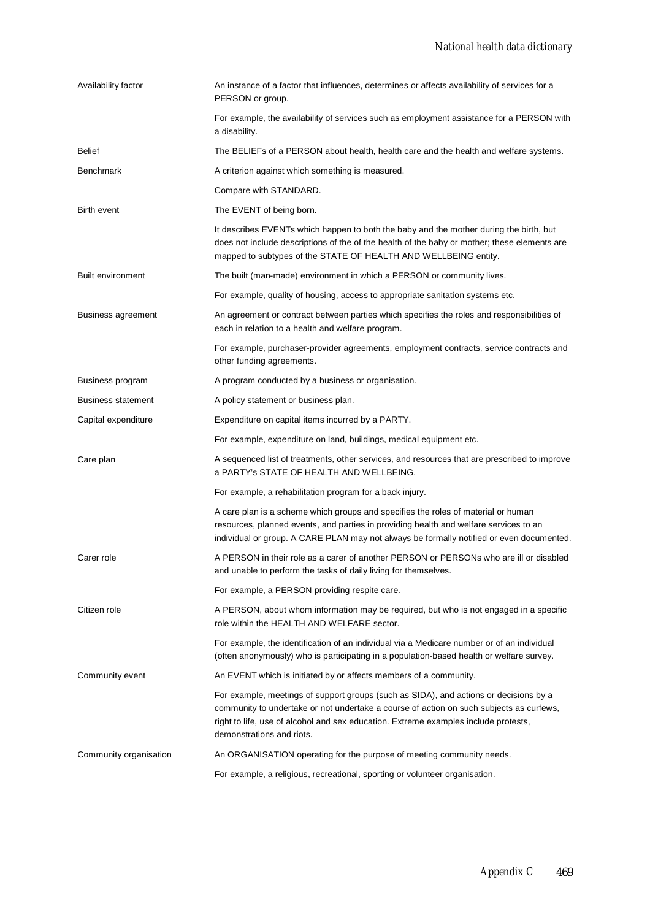| | |
|---|---|
| Availability factor | An instance of a factor that influences, determines or affects availability of services for a PERSON or group. |
| | For example, the availability of services such as employment assistance for a PERSON with a disability. |
| Belief | The BELIEFs of a PERSON about health, health care and the health and welfare systems. |
| Benchmark | A criterion against which something is measured. |
| | Compare with STANDARD. |
| Birth event | The EVENT of being born. |
| | It describes EVENTs which happen to both the baby and the mother during the birth, but does not include descriptions of the of the health of the baby or mother; these elements are mapped to subtypes of the STATE OF HEALTH AND WELLBEING entity. |
| Built environment | The built (man-made) environment in which a PERSON or community lives. |
| | For example, quality of housing, access to appropriate sanitation systems etc. |
| Business agreement | An agreement or contract between parties which specifies the roles and responsibilities of each in relation to a health and welfare program. |
| | For example, purchaser-provider agreements, employment contracts, service contracts and other funding agreements. |
| Business program | A program conducted by a business or organisation. |
| Business statement | A policy statement or business plan. |
| Capital expenditure | Expenditure on capital items incurred by a PARTY. |
| | For example, expenditure on land, buildings, medical equipment etc. |
| Care plan | A sequenced list of treatments, other services, and resources that are prescribed to improve a PARTY's STATE OF HEALTH AND WELLBEING. |
| | For example, a rehabilitation program for a back injury. |
| | A care plan is a scheme which groups and specifies the roles of material or human resources, planned events, and parties in providing health and welfare services to an individual or group. A CARE PLAN may not always be formally notified or even documented. |
| Carer role | A PERSON in their role as a carer of another PERSON or PERSONs who are ill or disabled and unable to perform the tasks of daily living for themselves. |
| | For example, a PERSON providing respite care. |
| Citizen role | A PERSON, about whom information may be required, but who is not engaged in a specific role within the HEALTH AND WELFARE sector. |
| | For example, the identification of an individual via a Medicare number or of an individual (often anonymously) who is participating in a population-based health or welfare survey. |
| Community event | An EVENT which is initiated by or affects members of a community. |
| | For example, meetings of support groups (such as SIDA), and actions or decisions by a community to undertake or not undertake a course of action on such subjects as curfews, right to life, use of alcohol and sex education. Extreme examples include protests, demonstrations and riots. |
| Community organisation | An ORGANISATION operating for the purpose of meeting community needs. |
| | For example, a religious, recreational, sporting or volunteer organisation. |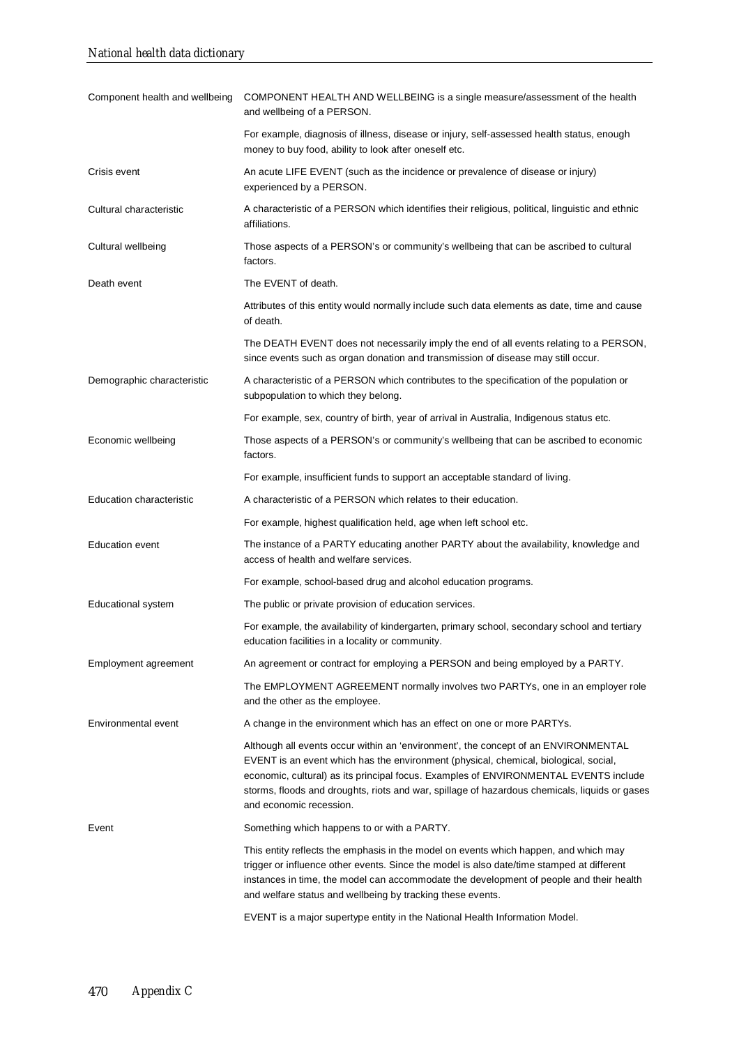| | |
|---|---|
| Component health and wellbeing | COMPONENT HEALTH AND WELLBEING is a single measure/assessment of the health and wellbeing of a PERSON.<br><br>For example, diagnosis of illness, disease or injury, self-assessed health status, enough money to buy food, ability to look after oneself etc. |
| Crisis event | An acute LIFE EVENT (such as the incidence or prevalence of disease or injury) experienced by a PERSON. |
| Cultural characteristic | A characteristic of a PERSON which identifies their religious, political, linguistic and ethnic affiliations. |
| Cultural wellbeing | Those aspects of a PERSON's or community's wellbeing that can be ascribed to cultural factors. |
| Death event | The EVENT of death.<br><br>Attributes of this entity would normally include such data elements as date, time and cause of death.<br><br>The DEATH EVENT does not necessarily imply the end of all events relating to a PERSON, since events such as organ donation and transmission of disease may still occur. |
| Demographic characteristic | A characteristic of a PERSON which contributes to the specification of the population or subpopulation to which they belong.<br><br>For example, sex, country of birth, year of arrival in Australia, Indigenous status etc. |
| Economic wellbeing | Those aspects of a PERSON's or community's wellbeing that can be ascribed to economic factors.<br><br>For example, insufficient funds to support an acceptable standard of living. |
| Education characteristic | A characteristic of a PERSON which relates to their education.<br><br>For example, highest qualification held, age when left school etc. |
| Education event | The instance of a PARTY educating another PARTY about the availability, knowledge and access of health and welfare services.<br><br>For example, school-based drug and alcohol education programs. |
| Educational system | The public or private provision of education services.<br><br>For example, the availability of kindergarten, primary school, secondary school and tertiary education facilities in a locality or community. |
| Employment agreement | An agreement or contract for employing a PERSON and being employed by a PARTY.<br><br>The EMPLOYMENT AGREEMENT normally involves two PARTYs, one in an employer role and the other as the employee. |
| Environmental event | A change in the environment which has an effect on one or more PARTYs.<br><br>Although all events occur within an 'environment', the concept of an ENVIRONMENTAL EVENT is an event which has the environment (physical, chemical, biological, social, economic, cultural) as its principal focus. Examples of ENVIRONMENTAL EVENTS include storms, floods and droughts, riots and war, spillage of hazardous chemicals, liquids or gases and economic recession. |
| Event | Something which happens to or with a PARTY.<br><br>This entity reflects the emphasis in the model on events which happen, and which may trigger or influence other events. Since the model is also date/time stamped at different instances in time, the model can accommodate the development of people and their health and welfare status and wellbeing by tracking these events.<br><br>EVENT is a major supertype entity in the National Health Information Model. |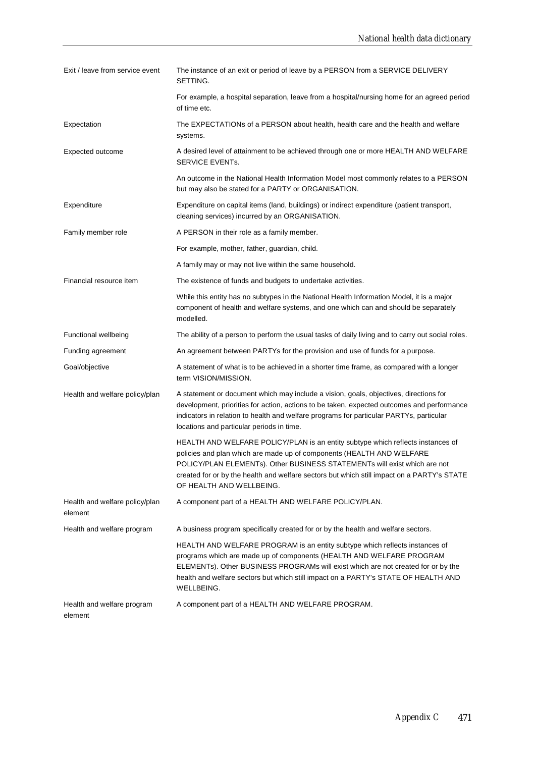| | |
|---|---|
| Exit / leave from service event | The instance of an exit or period of leave by a PERSON from a SERVICE DELIVERY SETTING. |
| | For example, a hospital separation, leave from a hospital/nursing home for an agreed period of time etc. |
| Expectation | The EXPECTATIONs of a PERSON about health, health care and the health and welfare systems. |
| Expected outcome | A desired level of attainment to be achieved through one or more HEALTH AND WELFARE SERVICE EVENTs. |
| | An outcome in the National Health Information Model most commonly relates to a PERSON but may also be stated for a PARTY or ORGANISATION. |
| Expenditure | Expenditure on capital items (land, buildings) or indirect expenditure (patient transport, cleaning services) incurred by an ORGANISATION. |
| Family member role | A PERSON in their role as a family member. |
| | For example, mother, father, guardian, child. |
| | A family may or may not live within the same household. |
| Financial resource item | The existence of funds and budgets to undertake activities. |
| | While this entity has no subtypes in the National Health Information Model, it is a major component of health and welfare systems, and one which can and should be separately modelled. |
| Functional wellbeing | The ability of a person to perform the usual tasks of daily living and to carry out social roles. |
| Funding agreement | An agreement between PARTYs for the provision and use of funds for a purpose. |
| Goal/objective | A statement of what is to be achieved in a shorter time frame, as compared with a longer term VISION/MISSION. |
| Health and welfare policy/plan | A statement or document which may include a vision, goals, objectives, directions for development, priorities for action, actions to be taken, expected outcomes and performance indicators in relation to health and welfare programs for particular PARTYs, particular locations and particular periods in time. |
| | HEALTH AND WELFARE POLICY/PLAN is an entity subtype which reflects instances of policies and plan which are made up of components (HEALTH AND WELFARE POLICY/PLAN ELEMENTs). Other BUSINESS STATEMENTs will exist which are not created for or by the health and welfare sectors but which still impact on a PARTY's STATE OF HEALTH AND WELLBEING. |
| Health and welfare policy/plan element | A component part of a HEALTH AND WELFARE POLICY/PLAN. |
| Health and welfare program | A business program specifically created for or by the health and welfare sectors. |
| | HEALTH AND WELFARE PROGRAM is an entity subtype which reflects instances of programs which are made up of components (HEALTH AND WELFARE PROGRAM ELEMENTs). Other BUSINESS PROGRAMs will exist which are not created for or by the health and welfare sectors but which still impact on a PARTY's STATE OF HEALTH AND WELLBEING. |
| Health and welfare program element | A component part of a HEALTH AND WELFARE PROGRAM. |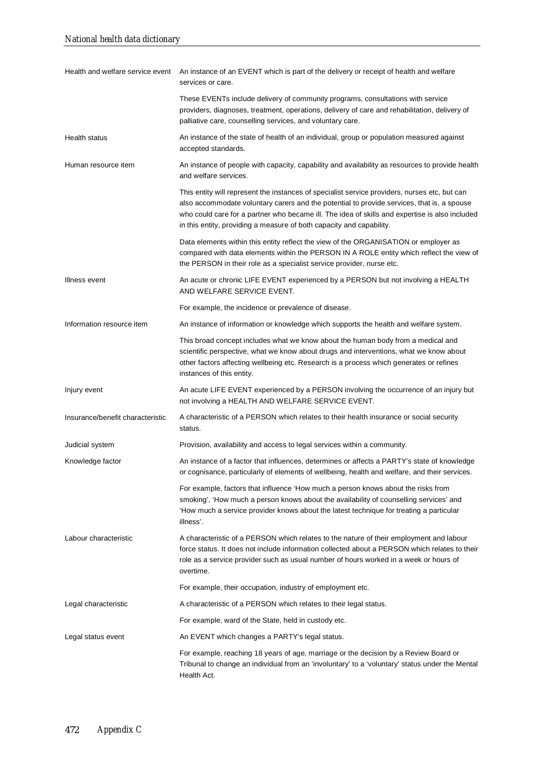| | |
|---|---|
| Health and welfare service event | An instance of an EVENT which is part of the delivery or receipt of health and welfare services or care. |
| | These EVENTs include delivery of community programs, consultations with service providers, diagnoses, treatment, operations, delivery of care and rehabilitation, delivery of palliative care, counselling services, and voluntary care. |
| Health status | An instance of the state of health of an individual, group or population measured against accepted standards. |
| Human resource item | An instance of people with capacity, capability and availability as resources to provide health and welfare services. |
| | This entity will represent the instances of specialist service providers, nurses etc, but can also accommodate voluntary carers and the potential to provide services, that is, a spouse who could care for a partner who became ill. The idea of skills and expertise is also included in this entity, providing a measure of both capacity and capability. |
| | Data elements within this entity reflect the view of the ORGANISATION or employer as compared with data elements within the PERSON IN A ROLE entity which reflect the view of the PERSON in their role as a specialist service provider, nurse etc. |
| Illness event | An acute or chronic LIFE EVENT experienced by a PERSON but not involving a HEALTH AND WELFARE SERVICE EVENT. |
| | For example, the incidence or prevalence of disease. |
| Information resource item | An instance of information or knowledge which supports the health and welfare system. |
| | This broad concept includes what we know about the human body from a medical and scientific perspective, what we know about drugs and interventions, what we know about other factors affecting wellbeing etc. Research is a process which generates or refines instances of this entity. |
| Injury event | An acute LIFE EVENT experienced by a PERSON involving the occurrence of an injury but not involving a HEALTH AND WELFARE SERVICE EVENT. |
| Insurance/benefit characteristic | A characteristic of a PERSON which relates to their health insurance or social security status. |
| Judicial system | Provision, availability and access to legal services within a community. |
| Knowledge factor | An instance of a factor that influences, determines or affects a PARTY's state of knowledge or cognisance, particularly of elements of wellbeing, health and welfare, and their services. |
| | For example, factors that influence 'How much a person knows about the risks from smoking', 'How much a person knows about the availability of counselling services' and 'How much a service provider knows about the latest technique for treating a particular illness'. |
| Labour characteristic | A characteristic of a PERSON which relates to the nature of their employment and labour force status. It does not include information collected about a PERSON which relates to their role as a service provider such as usual number of hours worked in a week or hours of overtime. |
| | For example, their occupation, industry of employment etc. |
| Legal characteristic | A characteristic of a PERSON which relates to their legal status. |
| | For example, ward of the State, held in custody etc. |
| Legal status event | An EVENT which changes a PARTY's legal status. |
| | For example, reaching 18 years of age, marriage or the decision by a Review Board or Tribunal to change an individual from an 'involuntary' to a 'voluntary' status under the Mental Health Act. |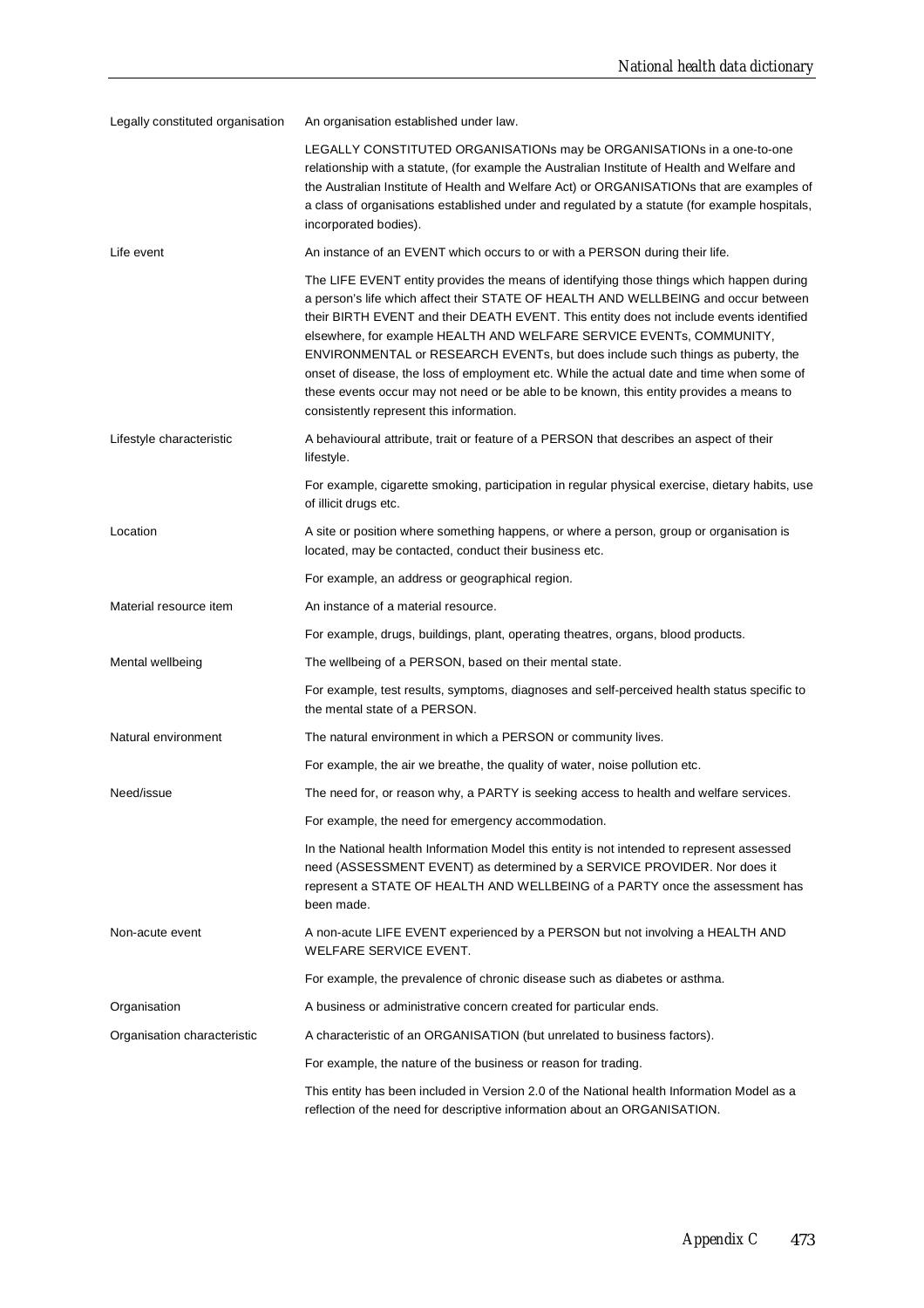| | |
|---|---|
| Legally constituted organisation | An organisation established under law. |
| | LEGALLY CONSTITUTED ORGANISATIONs may be ORGANISATIONs in a one-to-one relationship with a statute, (for example the Australian Institute of Health and Welfare and the Australian Institute of Health and Welfare Act) or ORGANISATIONs that are examples of a class of organisations established under and regulated by a statute (for example hospitals, incorporated bodies). |
| Life event | An instance of an EVENT which occurs to or with a PERSON during their life. |
| | The LIFE EVENT entity provides the means of identifying those things which happen during a person's life which affect their STATE OF HEALTH AND WELLBEING and occur between their BIRTH EVENT and their DEATH EVENT. This entity does not include events identified elsewhere, for example HEALTH AND WELFARE SERVICE EVENTs, COMMUNITY, ENVIRONMENTAL or RESEARCH EVENTs, but does include such things as puberty, the onset of disease, the loss of employment etc. While the actual date and time when some of these events occur may not need or be able to be known, this entity provides a means to consistently represent this information. |
| Lifestyle characteristic | A behavioural attribute, trait or feature of a PERSON that describes an aspect of their lifestyle. |
| | For example, cigarette smoking, participation in regular physical exercise, dietary habits, use of illicit drugs etc. |
| Location | A site or position where something happens, or where a person, group or organisation is located, may be contacted, conduct their business etc. |
| | For example, an address or geographical region. |
| Material resource item | An instance of a material resource. |
| | For example, drugs, buildings, plant, operating theatres, organs, blood products. |
| Mental wellbeing | The wellbeing of a PERSON, based on their mental state. |
| | For example, test results, symptoms, diagnoses and self-perceived health status specific to the mental state of a PERSON. |
| Natural environment | The natural environment in which a PERSON or community lives. |
| | For example, the air we breathe, the quality of water, noise pollution etc. |
| Need/issue | The need for, or reason why, a PARTY is seeking access to health and welfare services. |
| | For example, the need for emergency accommodation. |
| | In the National health Information Model this entity is not intended to represent assessed need (ASSESSMENT EVENT) as determined by a SERVICE PROVIDER. Nor does it represent a STATE OF HEALTH AND WELLBEING of a PARTY once the assessment has been made. |
| Non-acute event | A non-acute LIFE EVENT experienced by a PERSON but not involving a HEALTH AND WELFARE SERVICE EVENT. |
| | For example, the prevalence of chronic disease such as diabetes or asthma. |
| Organisation | A business or administrative concern created for particular ends. |
| Organisation characteristic | A characteristic of an ORGANISATION (but unrelated to business factors). |
| | For example, the nature of the business or reason for trading. |
| | This entity has been included in Version 2.0 of the National health Information Model as a reflection of the need for descriptive information about an ORGANISATION. |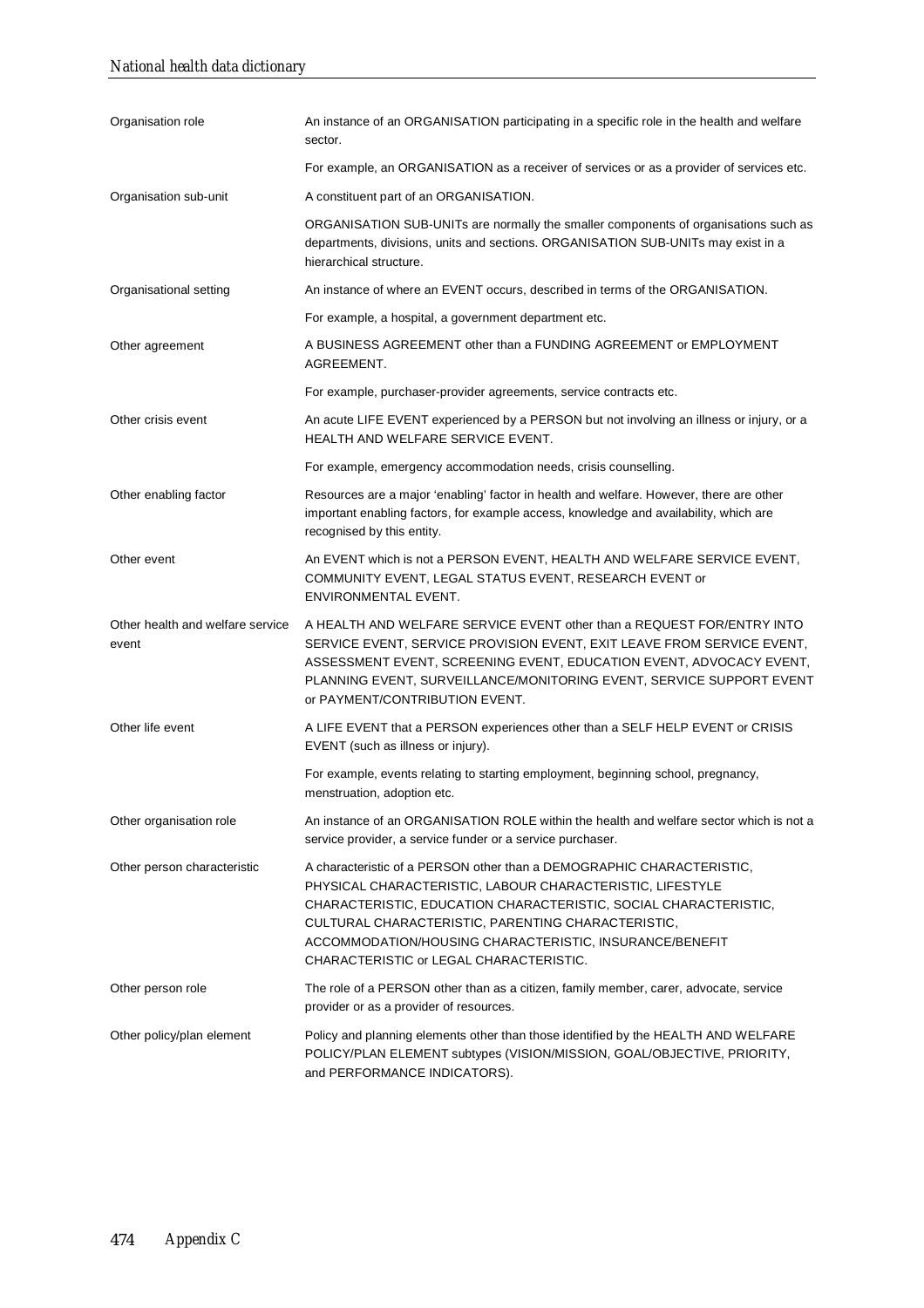| | |
|---|---|
| Organisation role | An instance of an ORGANISATION participating in a specific role in the health and welfare sector.<br><br>For example, an ORGANISATION as a receiver of services or as a provider of services etc. |
| Organisation sub-unit | A constituent part of an ORGANISATION.<br><br>ORGANISATION SUB-UNITs are normally the smaller components of organisations such as departments, divisions, units and sections. ORGANISATION SUB-UNITs may exist in a hierarchical structure. |
| Organisational setting | An instance of where an EVENT occurs, described in terms of the ORGANISATION.<br><br>For example, a hospital, a government department etc. |
| Other agreement | A BUSINESS AGREEMENT other than a FUNDING AGREEMENT or EMPLOYMENT AGREEMENT.<br><br>For example, purchaser-provider agreements, service contracts etc. |
| Other crisis event | An acute LIFE EVENT experienced by a PERSON but not involving an illness or injury, or a HEALTH AND WELFARE SERVICE EVENT.<br><br>For example, emergency accommodation needs, crisis counselling. |
| Other enabling factor | Resources are a major 'enabling' factor in health and welfare. However, there are other important enabling factors, for example access, knowledge and availability, which are recognised by this entity. |
| Other event | An EVENT which is not a PERSON EVENT, HEALTH AND WELFARE SERVICE EVENT, COMMUNITY EVENT, LEGAL STATUS EVENT, RESEARCH EVENT or ENVIRONMENTAL EVENT. |
| Other health and welfare service event | A HEALTH AND WELFARE SERVICE EVENT other than a REQUEST FOR/ENTRY INTO SERVICE EVENT, SERVICE PROVISION EVENT, EXIT LEAVE FROM SERVICE EVENT, ASSESSMENT EVENT, SCREENING EVENT, EDUCATION EVENT, ADVOCACY EVENT, PLANNING EVENT, SURVEILLANCE/MONITORING EVENT, SERVICE SUPPORT EVENT or PAYMENT/CONTRIBUTION EVENT. |
| Other life event | A LIFE EVENT that a PERSON experiences other than a SELF HELP EVENT or CRISIS EVENT (such as illness or injury).<br><br>For example, events relating to starting employment, beginning school, pregnancy, menstruation, adoption etc. |
| Other organisation role | An instance of an ORGANISATION ROLE within the health and welfare sector which is not a service provider, a service funder or a service purchaser. |
| Other person characteristic | A characteristic of a PERSON other than a DEMOGRAPHIC CHARACTERISTIC, PHYSICAL CHARACTERISTIC, LABOUR CHARACTERISTIC, LIFESTYLE CHARACTERISTIC, EDUCATION CHARACTERISTIC, SOCIAL CHARACTERISTIC, CULTURAL CHARACTERISTIC, PARENTING CHARACTERISTIC, ACCOMMODATION/HOUSING CHARACTERISTIC, INSURANCE/BENEFIT CHARACTERISTIC or LEGAL CHARACTERISTIC. |
| Other person role | The role of a PERSON other than as a citizen, family member, carer, advocate, service provider or as a provider of resources. |
| Other policy/plan element | Policy and planning elements other than those identified by the HEALTH AND WELFARE POLICY/PLAN ELEMENT subtypes (VISION/MISSION, GOAL/OBJECTIVE, PRIORITY, and PERFORMANCE INDICATORS). |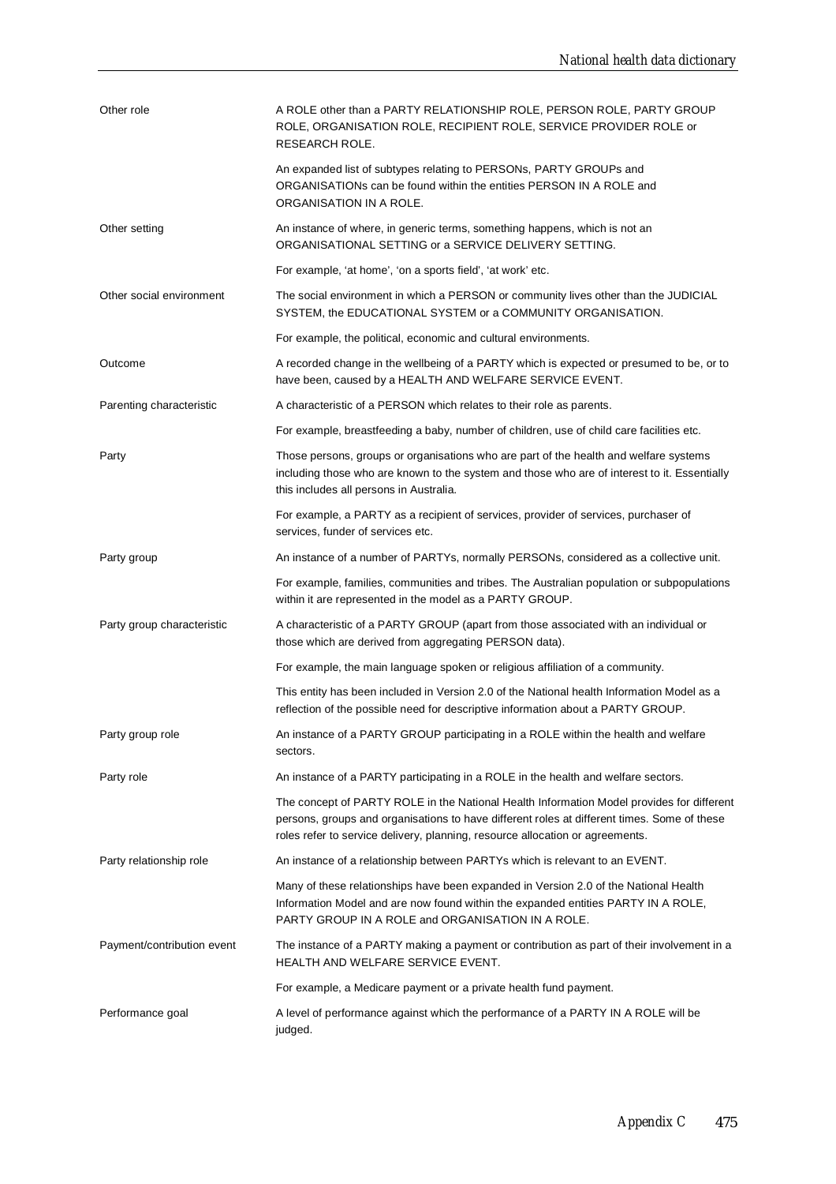| | |
|---|---|
| Other role | A ROLE other than a PARTY RELATIONSHIP ROLE, PERSON ROLE, PARTY GROUP ROLE, ORGANISATION ROLE, RECIPIENT ROLE, SERVICE PROVIDER ROLE or RESEARCH ROLE.<br><br>An expanded list of subtypes relating to PERSONs, PARTY GROUPs and ORGANISATIONs can be found within the entities PERSON IN A ROLE and ORGANISATION IN A ROLE. |
| Other setting | An instance of where, in generic terms, something happens, which is not an ORGANISATIONAL SETTING or a SERVICE DELIVERY SETTING.<br><br>For example, 'at home', 'on a sports field', 'at work' etc. |
| Other social environment | The social environment in which a PERSON or community lives other than the JUDICIAL SYSTEM, the EDUCATIONAL SYSTEM or a COMMUNITY ORGANISATION.<br><br>For example, the political, economic and cultural environments. |
| Outcome | A recorded change in the wellbeing of a PARTY which is expected or presumed to be, or to have been, caused by a HEALTH AND WELFARE SERVICE EVENT. |
| Parenting characteristic | A characteristic of a PERSON which relates to their role as parents.<br><br>For example, breastfeeding a baby, number of children, use of child care facilities etc. |
| Party | Those persons, groups or organisations who are part of the health and welfare systems including those who are known to the system and those who are of interest to it. Essentially this includes all persons in Australia.<br><br>For example, a PARTY as a recipient of services, provider of services, purchaser of services, funder of services etc. |
| Party group | An instance of a number of PARTYs, normally PERSONs, considered as a collective unit.<br><br>For example, families, communities and tribes. The Australian population or subpopulations within it are represented in the model as a PARTY GROUP. |
| Party group characteristic | A characteristic of a PARTY GROUP (apart from those associated with an individual or those which are derived from aggregating PERSON data).<br><br>For example, the main language spoken or religious affiliation of a community.<br><br>This entity has been included in Version 2.0 of the National health Information Model as a reflection of the possible need for descriptive information about a PARTY GROUP. |
| Party group role | An instance of a PARTY GROUP participating in a ROLE within the health and welfare sectors. |
| Party role | An instance of a PARTY participating in a ROLE in the health and welfare sectors.<br><br>The concept of PARTY ROLE in the National Health Information Model provides for different persons, groups and organisations to have different roles at different times. Some of these roles refer to service delivery, planning, resource allocation or agreements. |
| Party relationship role | An instance of a relationship between PARTYs which is relevant to an EVENT.<br><br>Many of these relationships have been expanded in Version 2.0 of the National Health Information Model and are now found within the expanded entities PARTY IN A ROLE, PARTY GROUP IN A ROLE and ORGANISATION IN A ROLE. |
| Payment/contribution event | The instance of a PARTY making a payment or contribution as part of their involvement in a HEALTH AND WELFARE SERVICE EVENT.<br><br>For example, a Medicare payment or a private health fund payment. |
| Performance goal | A level of performance against which the performance of a PARTY IN A ROLE will be judged. |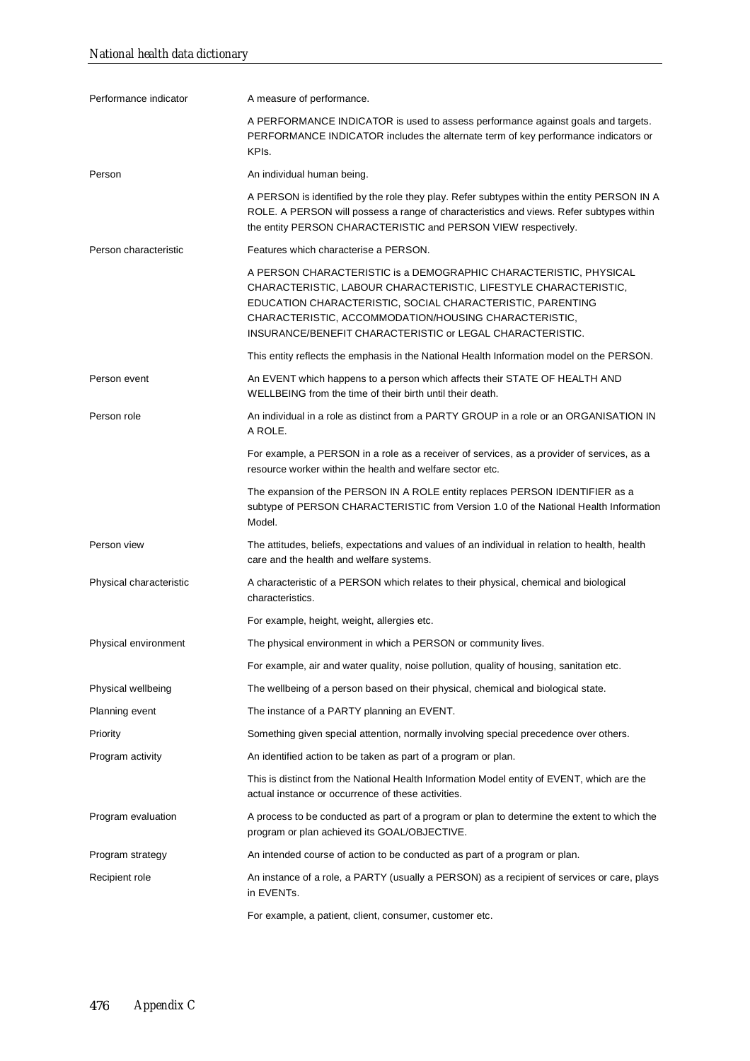| | |
|---|---|
| Performance indicator | A measure of performance. |
| | A PERFORMANCE INDICATOR is used to assess performance against goals and targets. PERFORMANCE INDICATOR includes the alternate term of key performance indicators or KPIs. |
| Person | An individual human being. |
| | A PERSON is identified by the role they play. Refer subtypes within the entity PERSON IN A ROLE. A PERSON will possess a range of characteristics and views. Refer subtypes within the entity PERSON CHARACTERISTIC and PERSON VIEW respectively. |
| Person characteristic | Features which characterise a PERSON. |
| | A PERSON CHARACTERISTIC is a DEMOGRAPHIC CHARACTERISTIC, PHYSICAL CHARACTERISTIC, LABOUR CHARACTERISTIC, LIFESTYLE CHARACTERISTIC, EDUCATION CHARACTERISTIC, SOCIAL CHARACTERISTIC, PARENTING CHARACTERISTIC, ACCOMMODATION/HOUSING CHARACTERISTIC, INSURANCE/BENEFIT CHARACTERISTIC or LEGAL CHARACTERISTIC. |
| | This entity reflects the emphasis in the National Health Information model on the PERSON. |
| Person event | An EVENT which happens to a person which affects their STATE OF HEALTH AND WELLBEING from the time of their birth until their death. |
| Person role | An individual in a role as distinct from a PARTY GROUP in a role or an ORGANISATION IN A ROLE. |
| | For example, a PERSON in a role as a receiver of services, as a provider of services, as a resource worker within the health and welfare sector etc. |
| | The expansion of the PERSON IN A ROLE entity replaces PERSON IDENTIFIER as a subtype of PERSON CHARACTERISTIC from Version 1.0 of the National Health Information Model. |
| Person view | The attitudes, beliefs, expectations and values of an individual in relation to health, health care and the health and welfare systems. |
| Physical characteristic | A characteristic of a PERSON which relates to their physical, chemical and biological characteristics. |
| | For example, height, weight, allergies etc. |
| Physical environment | The physical environment in which a PERSON or community lives. |
| | For example, air and water quality, noise pollution, quality of housing, sanitation etc. |
| Physical wellbeing | The wellbeing of a person based on their physical, chemical and biological state. |
| Planning event | The instance of a PARTY planning an EVENT. |
| Priority | Something given special attention, normally involving special precedence over others. |
| Program activity | An identified action to be taken as part of a program or plan. |
| | This is distinct from the National Health Information Model entity of EVENT, which are the actual instance or occurrence of these activities. |
| Program evaluation | A process to be conducted as part of a program or plan to determine the extent to which the program or plan achieved its GOAL/OBJECTIVE. |
| Program strategy | An intended course of action to be conducted as part of a program or plan. |
| Recipient role | An instance of a role, a PARTY (usually a PERSON) as a recipient of services or care, plays in EVENTs. |
| | For example, a patient, client, consumer, customer etc. |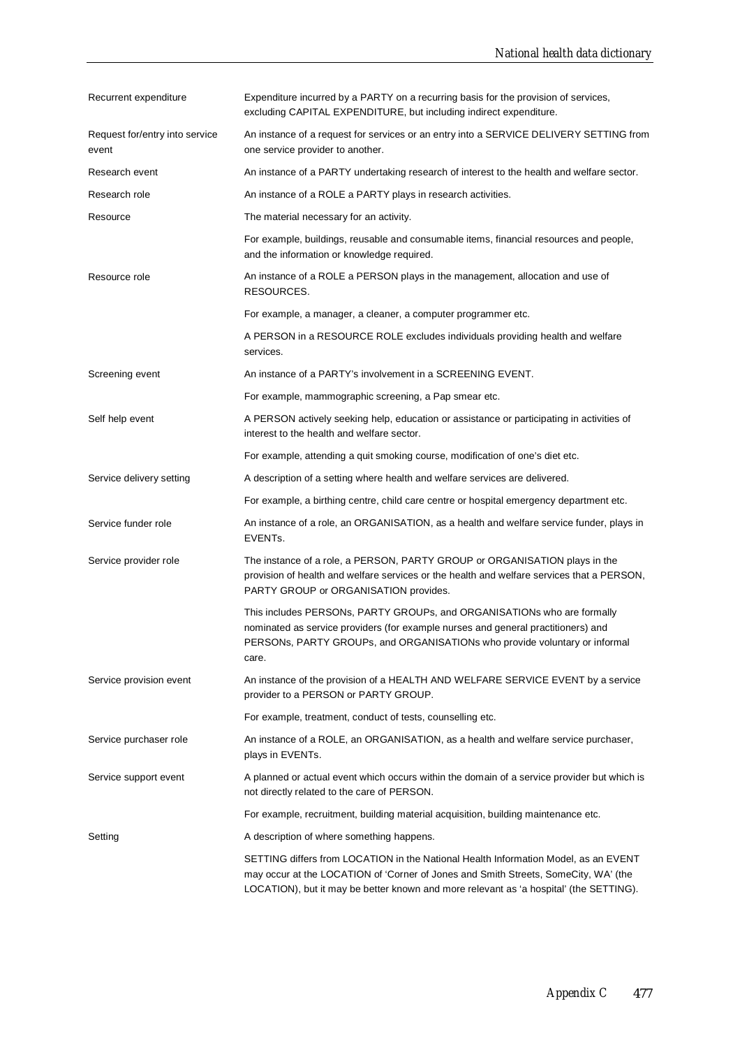| | |
|---|---|
| Recurrent expenditure | Expenditure incurred by a PARTY on a recurring basis for the provision of services, excluding CAPITAL EXPENDITURE, but including indirect expenditure. |
| Request for/entry into service event | An instance of a request for services or an entry into a SERVICE DELIVERY SETTING from one service provider to another. |
| Research event | An instance of a PARTY undertaking research of interest to the health and welfare sector. |
| Research role | An instance of a ROLE a PARTY plays in research activities. |
| Resource | The material necessary for an activity. |
| | For example, buildings, reusable and consumable items, financial resources and people, and the information or knowledge required. |
| Resource role | An instance of a ROLE a PERSON plays in the management, allocation and use of RESOURCES. |
| | For example, a manager, a cleaner, a computer programmer etc. |
| | A PERSON in a RESOURCE ROLE excludes individuals providing health and welfare services. |
| Screening event | An instance of a PARTY's involvement in a SCREENING EVENT. |
| | For example, mammographic screening, a Pap smear etc. |
| Self help event | A PERSON actively seeking help, education or assistance or participating in activities of interest to the health and welfare sector. |
| | For example, attending a quit smoking course, modification of one's diet etc. |
| Service delivery setting | A description of a setting where health and welfare services are delivered. |
| | For example, a birthing centre, child care centre or hospital emergency department etc. |
| Service funder role | An instance of a role, an ORGANISATION, as a health and welfare service funder, plays in EVENTs. |
| Service provider role | The instance of a role, a PERSON, PARTY GROUP or ORGANISATION plays in the provision of health and welfare services or the health and welfare services that a PERSON, PARTY GROUP or ORGANISATION provides. |
| | This includes PERSONs, PARTY GROUPs, and ORGANISATIONs who are formally nominated as service providers (for example nurses and general practitioners) and PERSONs, PARTY GROUPs, and ORGANISATIONs who provide voluntary or informal care. |
| Service provision event | An instance of the provision of a HEALTH AND WELFARE SERVICE EVENT by a service provider to a PERSON or PARTY GROUP. |
| | For example, treatment, conduct of tests, counselling etc. |
| Service purchaser role | An instance of a ROLE, an ORGANISATION, as a health and welfare service purchaser, plays in EVENTs. |
| Service support event | A planned or actual event which occurs within the domain of a service provider but which is not directly related to the care of PERSON. |
| | For example, recruitment, building material acquisition, building maintenance etc. |
| Setting | A description of where something happens. |
| | SETTING differs from LOCATION in the National Health Information Model, as an EVENT may occur at the LOCATION of 'Corner of Jones and Smith Streets, SomeCity, WA' (the LOCATION), but it may be better known and more relevant as 'a hospital' (the SETTING). |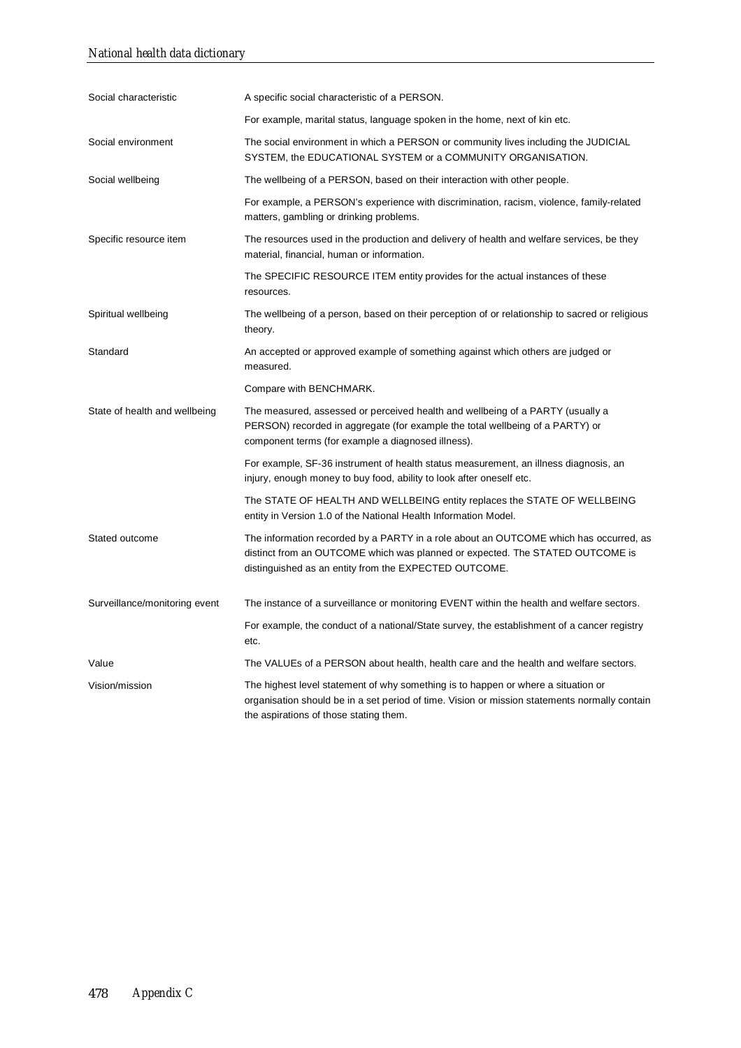| | |
|---|---|
| Social characteristic | A specific social characteristic of a PERSON. |
| | For example, marital status, language spoken in the home, next of kin etc. |
| Social environment | The social environment in which a PERSON or community lives including the JUDICIAL SYSTEM, the EDUCATIONAL SYSTEM or a COMMUNITY ORGANISATION. |
| Social wellbeing | The wellbeing of a PERSON, based on their interaction with other people. |
| | For example, a PERSON's experience with discrimination, racism, violence, family-related matters, gambling or drinking problems. |
| Specific resource item | The resources used in the production and delivery of health and welfare services, be they material, financial, human or information. |
| | The SPECIFIC RESOURCE ITEM entity provides for the actual instances of these resources. |
| Spiritual wellbeing | The wellbeing of a person, based on their perception of or relationship to sacred or religious theory. |
| Standard | An accepted or approved example of something against which others are judged or measured. |
| | Compare with BENCHMARK. |
| State of health and wellbeing | The measured, assessed or perceived health and wellbeing of a PARTY (usually a PERSON) recorded in aggregate (for example the total wellbeing of a PARTY) or component terms (for example a diagnosed illness). |
| | For example, SF-36 instrument of health status measurement, an illness diagnosis, an injury, enough money to buy food, ability to look after oneself etc. |
| | The STATE OF HEALTH AND WELLBEING entity replaces the STATE OF WELLBEING entity in Version 1.0 of the National Health Information Model. |
| Stated outcome | The information recorded by a PARTY in a role about an OUTCOME which has occurred, as distinct from an OUTCOME which was planned or expected. The STATED OUTCOME is distinguished as an entity from the EXPECTED OUTCOME. |
| Surveillance/monitoring event | The instance of a surveillance or monitoring EVENT within the health and welfare sectors. |
| | For example, the conduct of a national/State survey, the establishment of a cancer registry etc. |
| Value | The VALUEs of a PERSON about health, health care and the health and welfare sectors. |
| Vision/mission | The highest level statement of why something is to happen or where a situation or organisation should be in a set period of time. Vision or mission statements normally contain the aspirations of those stating them. |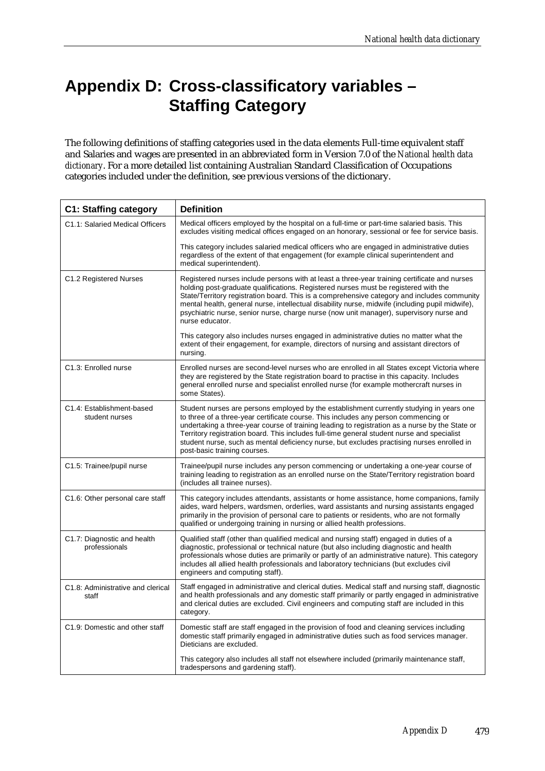# Appendix D: Cross-classificatory variables – Staffing Category

The following definitions of staffing categories used in the data elements Full-time equivalent staff and Salaries and wages are presented in an abbreviated form in Version 7.0 of the *National health data dictionary*. For a more detailed list containing Australian Standard Classification of Occupations categories included under the definition, see previous versions of the dictionary.

| C1: Staffing category | Definition |
|---|---|
| C1.1: Salaried Medical Officers | Medical officers employed by the hospital on a full-time or part-time salaried basis. This excludes visiting medical offices engaged on an honorary, sessional or fee for service basis.<br><br>This category includes salaried medical officers who are engaged in administrative duties regardless of the extent of that engagement (for example clinical superintendent and medical superintendent). |
| C1.2 Registered Nurses | Registered nurses include persons with at least a three-year training certificate and nurses holding post-graduate qualifications. Registered nurses must be registered with the State/Territory registration board. This is a comprehensive category and includes community mental health, general nurse, intellectual disability nurse, midwife (including pupil midwife), psychiatric nurse, senior nurse, charge nurse (now unit manager), supervisory nurse and nurse educator.<br><br>This category also includes nurses engaged in administrative duties no matter what the extent of their engagement, for example, directors of nursing and assistant directors of nursing. |
| C1.3: Enrolled nurse | Enrolled nurses are second-level nurses who are enrolled in all States except Victoria where they are registered by the State registration board to practise in this capacity. Includes general enrolled nurse and specialist enrolled nurse (for example mothercraft nurses in some States). |
| C1.4: Establishment-based student nurses | Student nurses are persons employed by the establishment currently studying in years one to three of a three-year certificate course. This includes any person commencing or undertaking a three-year course of training leading to registration as a nurse by the State or Territory registration board. This includes full-time general student nurse and specialist student nurse, such as mental deficiency nurse, but excludes practising nurses enrolled in post-basic training courses. |
| C1.5: Trainee/pupil nurse | Trainee/pupil nurse includes any person commencing or undertaking a one-year course of training leading to registration as an enrolled nurse on the State/Territory registration board (includes all trainee nurses). |
| C1.6: Other personal care staff | This category includes attendants, assistants or home assistance, home companions, family aides, ward helpers, wardsmen, orderlies, ward assistants and nursing assistants engaged primarily in the provision of personal care to patients or residents, who are not formally qualified or undergoing training in nursing or allied health professions. |
| C1.7: Diagnostic and health professionals | Qualified staff (other than qualified medical and nursing staff) engaged in duties of a diagnostic, professional or technical nature (but also including diagnostic and health professionals whose duties are primarily or partly of an administrative nature). This category includes all allied health professionals and laboratory technicians (but excludes civil engineers and computing staff). |
| C1.8: Administrative and clerical staff | Staff engaged in administrative and clerical duties. Medical staff and nursing staff, diagnostic and health professionals and any domestic staff primarily or partly engaged in administrative and clerical duties are excluded. Civil engineers and computing staff are included in this category. |
| C1.9: Domestic and other staff | Domestic staff are staff engaged in the provision of food and cleaning services including domestic staff primarily engaged in administrative duties such as food services manager. Dieticians are excluded.<br><br>This category also includes all staff not elsewhere included (primarily maintenance staff, tradespersons and gardening staff). |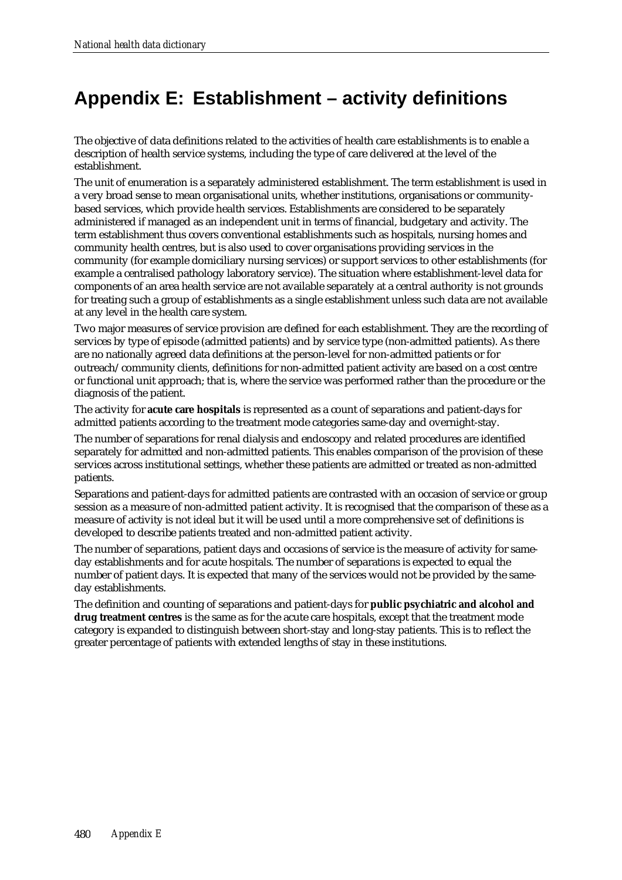# Appendix E: Establishment – activity definitions

The objective of data definitions related to the activities of health care establishments is to enable a description of health service systems, including the type of care delivered at the level of the establishment.

The unit of enumeration is a separately administered establishment. The term establishment is used in a very broad sense to mean organisational units, whether institutions, organisations or community-based services, which provide health services. Establishments are considered to be separately administered if managed as an independent unit in terms of financial, budgetary and activity. The term establishment thus covers conventional establishments such as hospitals, nursing homes and community health centres, but is also used to cover organisations providing services in the community (for example domiciliary nursing services) or support services to other establishments (for example a centralised pathology laboratory service). The situation where establishment-level data for components of an area health service are not available separately at a central authority is not grounds for treating such a group of establishments as a single establishment unless such data are not available at any level in the health care system.

Two major measures of service provision are defined for each establishment. They are the recording of services by type of episode (admitted patients) and by service type (non-admitted patients). As there are no nationally agreed data definitions at the person-level for non-admitted patients or for outreach/community clients, definitions for non-admitted patient activity are based on a cost centre or functional unit approach; that is, where the service was performed rather than the procedure or the diagnosis of the patient.

The activity for **acute care hospitals** is represented as a count of separations and patient-days for admitted patients according to the treatment mode categories same-day and overnight-stay.

The number of separations for renal dialysis and endoscopy and related procedures are identified separately for admitted and non-admitted patients. This enables comparison of the provision of these services across institutional settings, whether these patients are admitted or treated as non-admitted patients.

Separations and patient-days for admitted patients are contrasted with an occasion of service or group session as a measure of non-admitted patient activity. It is recognised that the comparison of these as a measure of activity is not ideal but it will be used until a more comprehensive set of definitions is developed to describe patients treated and non-admitted patient activity.

The number of separations, patient days and occasions of service is the measure of activity for same-day establishments and for acute hospitals. The number of separations is expected to equal the number of patient days. It is expected that many of the services would not be provided by the same-day establishments.

The definition and counting of separations and patient-days for **public psychiatric and alcohol and drug treatment centres** is the same as for the acute care hospitals, except that the treatment mode category is expanded to distinguish between short-stay and long-stay patients. This is to reflect the greater percentage of patients with extended lengths of stay in these institutions.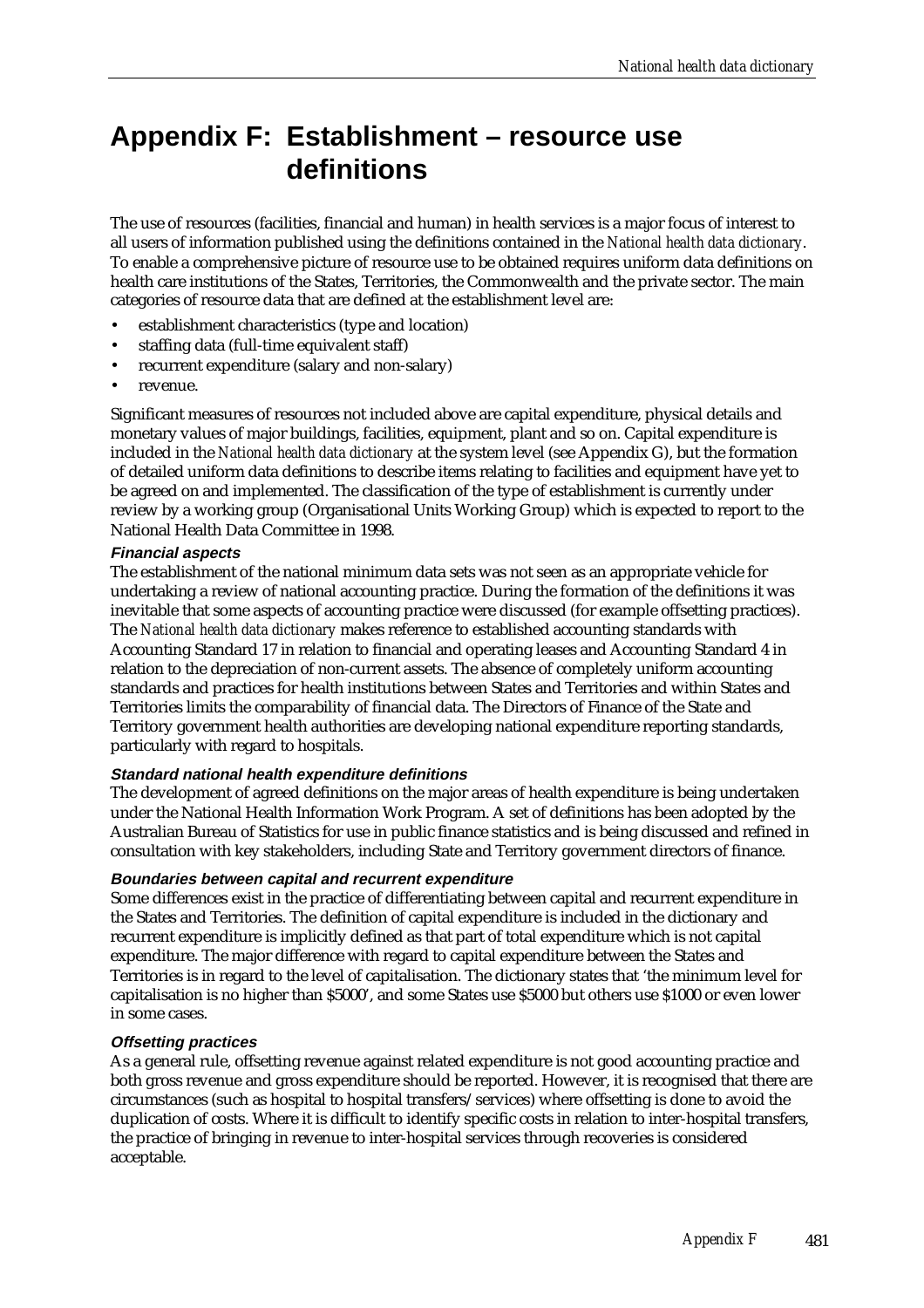# Appendix F: Establishment – resource use definitions

The use of resources (facilities, financial and human) in health services is a major focus of interest to all users of information published using the definitions contained in the *National health data dictionary*. To enable a comprehensive picture of resource use to be obtained requires uniform data definitions on health care institutions of the States, Territories, the Commonwealth and the private sector. The main categories of resource data that are defined at the establishment level are:

- establishment characteristics (type and location)
- staffing data (full-time equivalent staff)
- recurrent expenditure (salary and non-salary)
- revenue.

Significant measures of resources not included above are capital expenditure, physical details and monetary values of major buildings, facilities, equipment, plant and so on. Capital expenditure is included in the *National health data dictionary* at the system level (see Appendix G), but the formation of detailed uniform data definitions to describe items relating to facilities and equipment have yet to be agreed on and implemented. The classification of the type of establishment is currently under review by a working group (Organisational Units Working Group) which is expected to report to the National Health Data Committee in 1998.

#### Financial aspects

The establishment of the national minimum data sets was not seen as an appropriate vehicle for undertaking a review of national accounting practice. During the formation of the definitions it was inevitable that some aspects of accounting practice were discussed (for example offsetting practices). The *National health data dictionary* makes reference to established accounting standards with Accounting Standard 17 in relation to financial and operating leases and Accounting Standard 4 in relation to the depreciation of non-current assets. The absence of completely uniform accounting standards and practices for health institutions between States and Territories and within States and Territories limits the comparability of financial data. The Directors of Finance of the State and Territory government health authorities are developing national expenditure reporting standards, particularly with regard to hospitals.

#### Standard national health expenditure definitions

The development of agreed definitions on the major areas of health expenditure is being undertaken under the National Health Information Work Program. A set of definitions has been adopted by the Australian Bureau of Statistics for use in public finance statistics and is being discussed and refined in consultation with key stakeholders, including State and Territory government directors of finance.

#### Boundaries between capital and recurrent expenditure

Some differences exist in the practice of differentiating between capital and recurrent expenditure in the States and Territories. The definition of capital expenditure is included in the dictionary and recurrent expenditure is implicitly defined as that part of total expenditure which is not capital expenditure. The major difference with regard to capital expenditure between the States and Territories is in regard to the level of capitalisation. The dictionary states that 'the minimum level for capitalisation is no higher than $5000', and some States use $5000 but others use $1000 or even lower in some cases.

#### Offsetting practices

As a general rule, offsetting revenue against related expenditure is not good accounting practice and both gross revenue and gross expenditure should be reported. However, it is recognised that there are circumstances (such as hospital to hospital transfers/services) where offsetting is done to avoid the duplication of costs. Where it is difficult to identify specific costs in relation to inter-hospital transfers, the practice of bringing in revenue to inter-hospital services through recoveries is considered acceptable.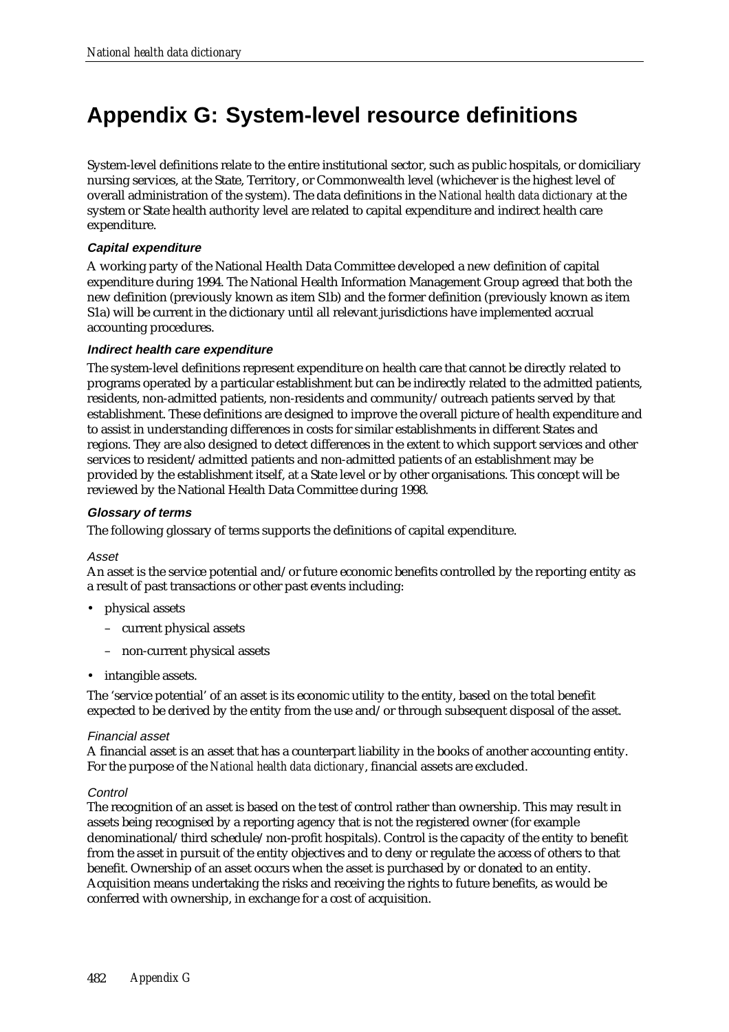# Appendix G: System-level resource definitions

System-level definitions relate to the entire institutional sector, such as public hospitals, or domiciliary nursing services, at the State, Territory, or Commonwealth level (whichever is the highest level of overall administration of the system). The data definitions in the *National health data dictionary* at the system or State health authority level are related to capital expenditure and indirect health care expenditure.

#### *Capital expenditure*

A working party of the National Health Data Committee developed a new definition of capital expenditure during 1994. The National Health Information Management Group agreed that both the new definition (previously known as item S1b) and the former definition (previously known as item S1a) will be current in the dictionary until all relevant jurisdictions have implemented accrual accounting procedures.

#### *Indirect health care expenditure*

The system-level definitions represent expenditure on health care that cannot be directly related to programs operated by a particular establishment but can be indirectly related to the admitted patients, residents, non-admitted patients, non-residents and community/outreach patients served by that establishment. These definitions are designed to improve the overall picture of health expenditure and to assist in understanding differences in costs for similar establishments in different States and regions. They are also designed to detect differences in the extent to which support services and other services to resident/admitted patients and non-admitted patients of an establishment may be provided by the establishment itself, at a State level or by other organisations. This concept will be reviewed by the National Health Data Committee during 1998.

#### *Glossary of terms*

The following glossary of terms supports the definitions of capital expenditure.

*Asset*

An asset is the service potential and/or future economic benefits controlled by the reporting entity as a result of past transactions or other past events including:

- physical assets
  - current physical assets
  - non-current physical assets
- intangible assets.

The 'service potential' of an asset is its economic utility to the entity, based on the total benefit expected to be derived by the entity from the use and/or through subsequent disposal of the asset.

*Financial asset*

A financial asset is an asset that has a counterpart liability in the books of another accounting entity. For the purpose of the *National health data dictionary*, financial assets are excluded.

*Control*

The recognition of an asset is based on the test of control rather than ownership. This may result in assets being recognised by a reporting agency that is not the registered owner (for example denominational/third schedule/non-profit hospitals). Control is the capacity of the entity to benefit from the asset in pursuit of the entity objectives and to deny or regulate the access of others to that benefit. Ownership of an asset occurs when the asset is purchased by or donated to an entity. Acquisition means undertaking the risks and receiving the rights to future benefits, as would be conferred with ownership, in exchange for a cost of acquisition.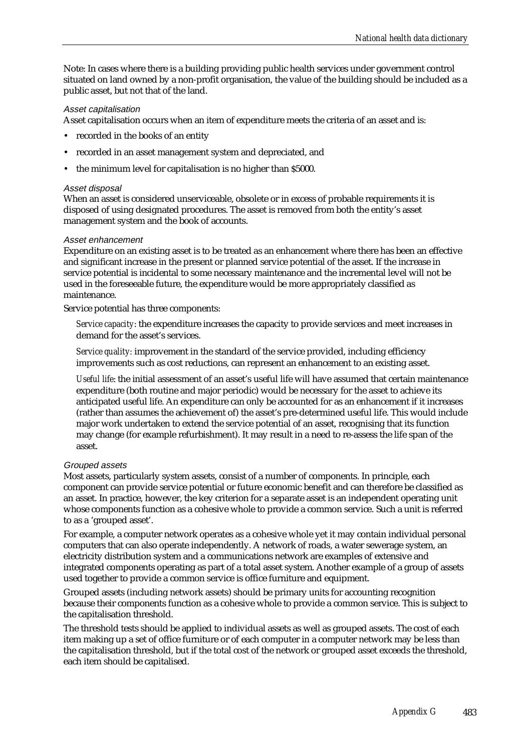Note: In cases where there is a building providing public health services under government control situated on land owned by a non-profit organisation, the value of the building should be included as a public asset, but not that of the land.

### *Asset capitalisation*

Asset capitalisation occurs when an item of expenditure meets the criteria of an asset and is:

- recorded in the books of an entity
- recorded in an asset management system and depreciated, and
- the minimum level for capitalisation is no higher than $5000.

### *Asset disposal*

When an asset is considered unserviceable, obsolete or in excess of probable requirements it is disposed of using designated procedures. The asset is removed from both the entity's asset management system and the book of accounts.

### *Asset enhancement*

Expenditure on an existing asset is to be treated as an enhancement where there has been an effective and significant increase in the present or planned service potential of the asset. If the increase in service potential is incidental to some necessary maintenance and the incremental level will not be used in the foreseeable future, the expenditure would be more appropriately classified as maintenance.

Service potential has three components:

> *Service capacity*: the expenditure increases the capacity to provide services and meet increases in demand for the asset's services.
>
> *Service quality*: improvement in the standard of the service provided, including efficiency improvements such as cost reductions, can represent an enhancement to an existing asset.
>
> *Useful life*: the initial assessment of an asset's useful life will have assumed that certain maintenance expenditure (both routine and major periodic) would be necessary for the asset to achieve its anticipated useful life. An expenditure can only be accounted for as an enhancement if it increases (rather than assumes the achievement of) the asset's pre-determined useful life. This would include major work undertaken to extend the service potential of an asset, recognising that its function may change (for example refurbishment). It may result in a need to re-assess the life span of the asset.

### *Grouped assets*

Most assets, particularly system assets, consist of a number of components. In principle, each component can provide service potential or future economic benefit and can therefore be classified as an asset. In practice, however, the key criterion for a separate asset is an independent operating unit whose components function as a cohesive whole to provide a common service. Such a unit is referred to as a 'grouped asset'.

For example, a computer network operates as a cohesive whole yet it may contain individual personal computers that can also operate independently. A network of roads, a water sewerage system, an electricity distribution system and a communications network are examples of extensive and integrated components operating as part of a total asset system. Another example of a group of assets used together to provide a common service is office furniture and equipment.

Grouped assets (including network assets) should be primary units for accounting recognition because their components function as a cohesive whole to provide a common service. This is subject to the capitalisation threshold.

The threshold tests should be applied to individual assets as well as grouped assets. The cost of each item making up a set of office furniture or of each computer in a computer network may be less than the capitalisation threshold, but if the total cost of the network or grouped asset exceeds the threshold, each item should be capitalised.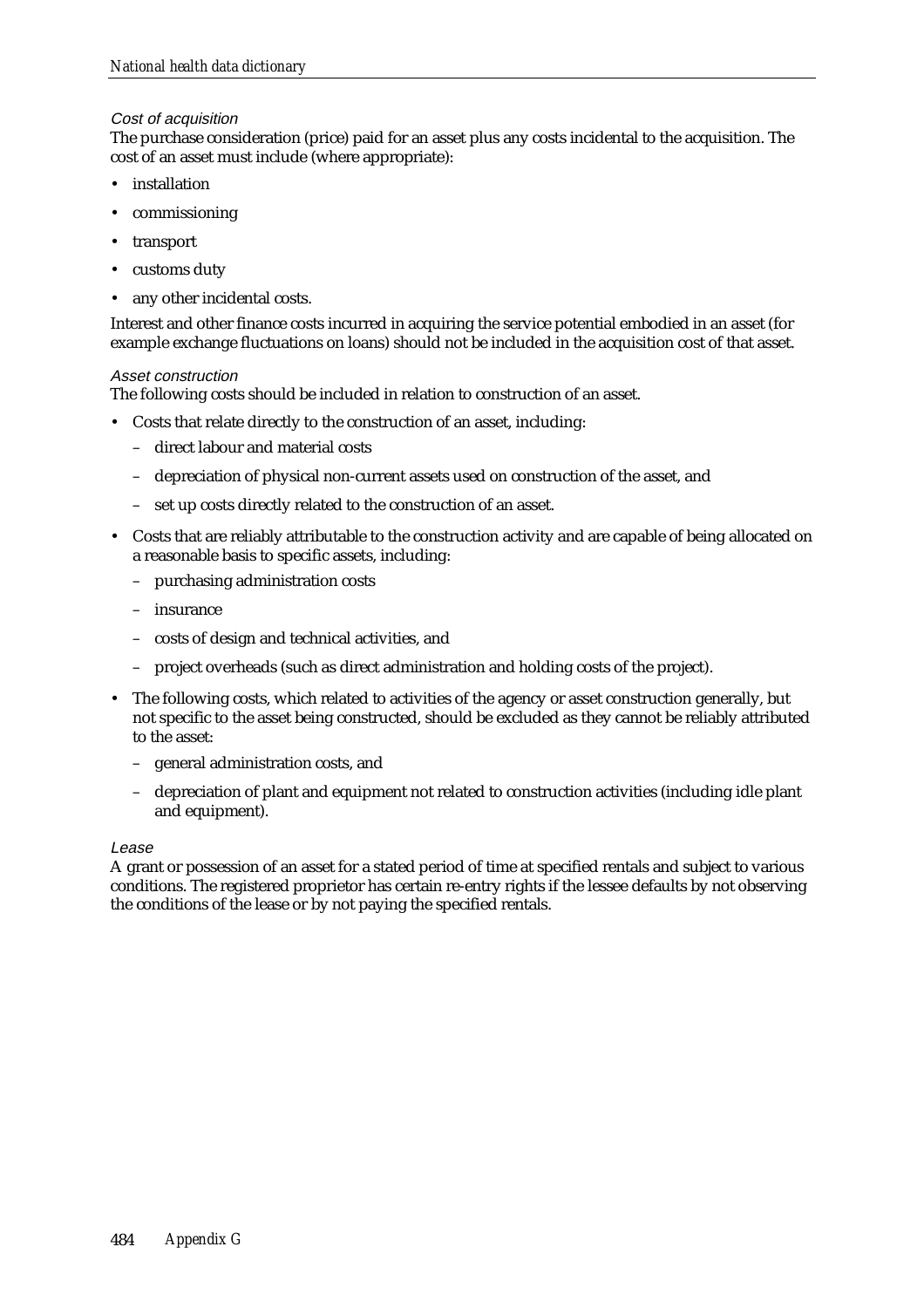*Cost of acquisition*

The purchase consideration (price) paid for an asset plus any costs incidental to the acquisition. The cost of an asset must include (where appropriate):

- installation
- commissioning
- transport
- customs duty
- any other incidental costs.

Interest and other finance costs incurred in acquiring the service potential embodied in an asset (for example exchange fluctuations on loans) should not be included in the acquisition cost of that asset.

*Asset construction*

The following costs should be included in relation to construction of an asset.

- Costs that relate directly to the construction of an asset, including:
  - direct labour and material costs
  - depreciation of physical non-current assets used on construction of the asset, and
  - set up costs directly related to the construction of an asset.
- Costs that are reliably attributable to the construction activity and are capable of being allocated on a reasonable basis to specific assets, including:
  - purchasing administration costs
  - insurance
  - costs of design and technical activities, and
  - project overheads (such as direct administration and holding costs of the project).
- The following costs, which related to activities of the agency or asset construction generally, but not specific to the asset being constructed, should be excluded as they cannot be reliably attributed to the asset:
  - general administration costs, and
  - depreciation of plant and equipment not related to construction activities (including idle plant and equipment).

*Lease*

A grant or possession of an asset for a stated period of time at specified rentals and subject to various conditions. The registered proprietor has certain re-entry rights if the lessee defaults by not observing the conditions of the lease or by not paying the specified rentals.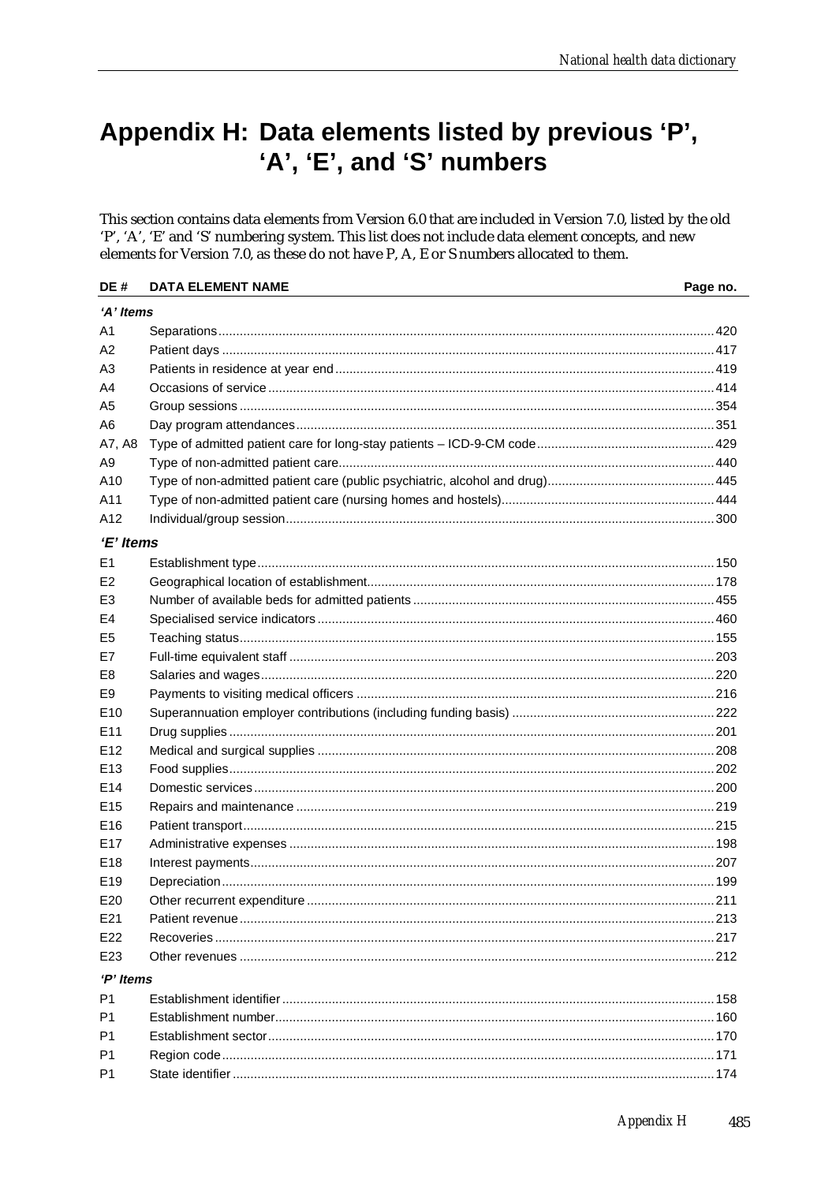# Appendix H: Data elements listed by previous 'P', 'A', 'E', and 'S' numbers

This section contains data elements from Version 6.0 that are included in Version 7.0, listed by the old 'P', 'A', 'E' and 'S' numbering system. This list does not include data element concepts, and new elements for Version 7.0, as these do not have P, A, E or S numbers allocated to them.

| DE # | DATA ELEMENT NAME | Page no. |
|---|---|---|
| ***'A' Items*** | | |
| A1 | Separations | 420 |
| A2 | Patient days | 417 |
| A3 | Patients in residence at year end | 419 |
| A4 | Occasions of service | 414 |
| A5 | Group sessions | 354 |
| A6 | Day program attendances | 351 |
| A7, A8 | Type of admitted patient care for long-stay patients – ICD-9-CM code | 429 |
| A9 | Type of non-admitted patient care | 440 |
| A10 | Type of non-admitted patient care (public psychiatric, alcohol and drug) | 445 |
| A11 | Type of non-admitted patient care (nursing homes and hostels) | 444 |
| A12 | Individual/group session | 300 |
| ***'E' Items*** | | |
| E1 | Establishment type | 150 |
| E2 | Geographical location of establishment | 178 |
| E3 | Number of available beds for admitted patients | 455 |
| E4 | Specialised service indicators | 460 |
| E5 | Teaching status | 155 |
| E7 | Full-time equivalent staff | 203 |
| E8 | Salaries and wages | 220 |
| E9 | Payments to visiting medical officers | 216 |
| E10 | Superannuation employer contributions (including funding basis) | 222 |
| E11 | Drug supplies | 201 |
| E12 | Medical and surgical supplies | 208 |
| E13 | Food supplies | 202 |
| E14 | Domestic services | 200 |
| E15 | Repairs and maintenance | 219 |
| E16 | Patient transport | 215 |
| E17 | Administrative expenses | 198 |
| E18 | Interest payments | 207 |
| E19 | Depreciation | 199 |
| E20 | Other recurrent expenditure | 211 |
| E21 | Patient revenue | 213 |
| E22 | Recoveries | 217 |
| E23 | Other revenues | 212 |
| ***'P' Items*** | | |
| P1 | Establishment identifier | 158 |
| P1 | Establishment number | 160 |
| P1 | Establishment sector | 170 |
| P1 | Region code | 171 |
| P1 | State identifier | 174 |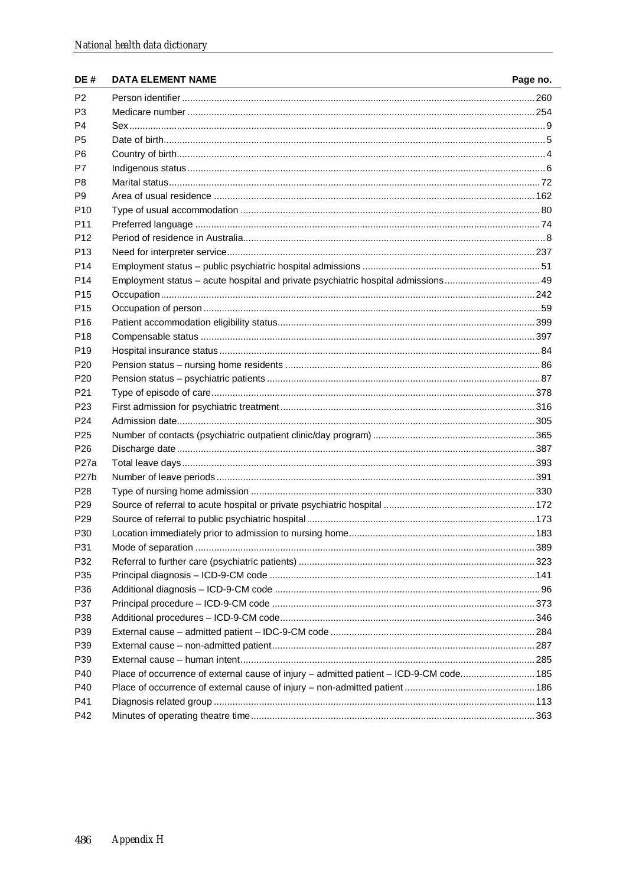| DE # | DATA ELEMENT NAME | Page no. |
|---|---|---|
| P2 | Person identifier | 260 |
| P3 | Medicare number | 254 |
| P4 | Sex | 9 |
| P5 | Date of birth | 5 |
| P6 | Country of birth | 4 |
| P7 | Indigenous status | 6 |
| P8 | Marital status | 72 |
| P9 | Area of usual residence | 162 |
| P10 | Type of usual accommodation | 80 |
| P11 | Preferred language | 74 |
| P12 | Period of residence in Australia | 8 |
| P13 | Need for interpreter service | 237 |
| P14 | Employment status – public psychiatric hospital admissions | 51 |
| P14 | Employment status – acute hospital and private psychiatric hospital admissions | 49 |
| P15 | Occupation | 242 |
| P15 | Occupation of person | 59 |
| P16 | Patient accommodation eligibility status | 399 |
| P18 | Compensable status | 397 |
| P19 | Hospital insurance status | 84 |
| P20 | Pension status – nursing home residents | 86 |
| P20 | Pension status – psychiatric patients | 87 |
| P21 | Type of episode of care | 378 |
| P23 | First admission for psychiatric treatment | 316 |
| P24 | Admission date | 305 |
| P25 | Number of contacts (psychiatric outpatient clinic/day program) | 365 |
| P26 | Discharge date | 387 |
| P27a | Total leave days | 393 |
| P27b | Number of leave periods | 391 |
| P28 | Type of nursing home admission | 330 |
| P29 | Source of referral to acute hospital or private psychiatric hospital | 172 |
| P29 | Source of referral to public psychiatric hospital | 173 |
| P30 | Location immediately prior to admission to nursing home | 183 |
| P31 | Mode of separation | 389 |
| P32 | Referral to further care (psychiatric patients) | 323 |
| P35 | Principal diagnosis – ICD-9-CM code | 141 |
| P36 | Additional diagnosis – ICD-9-CM code | 96 |
| P37 | Principal procedure – ICD-9-CM code | 373 |
| P38 | Additional procedures – ICD-9-CM code | 346 |
| P39 | External cause – admitted patient – IDC-9-CM code | 284 |
| P39 | External cause – non-admitted patient | 287 |
| P39 | External cause – human intent | 285 |
| P40 | Place of occurrence of external cause of injury – admitted patient – ICD-9-CM code | 185 |
| P40 | Place of occurrence of external cause of injury – non-admitted patient | 186 |
| P41 | Diagnosis related group | 113 |
| P42 | Minutes of operating theatre time | 363 |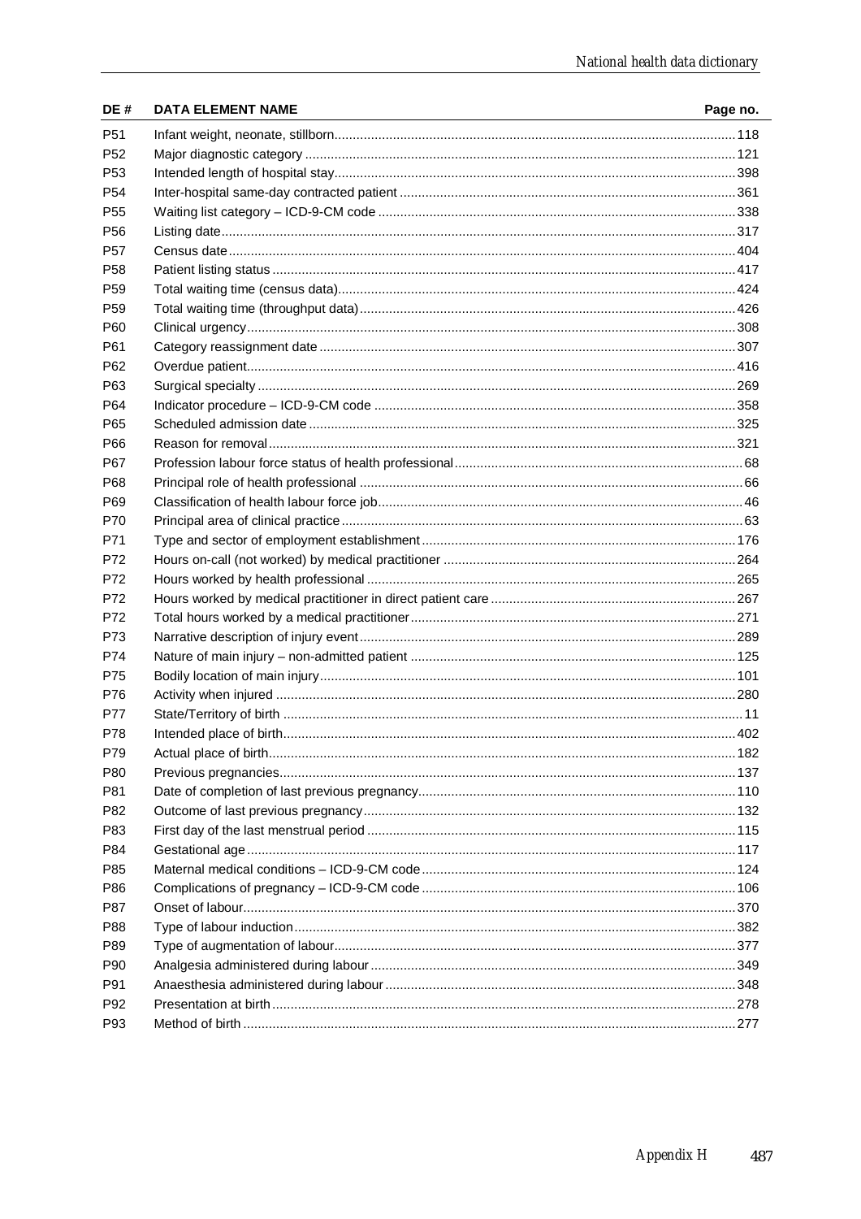| DE # | DATA ELEMENT NAME | Page no. |
|---|---|---|
| P51 | Infant weight, neonate, stillborn | 118 |
| P52 | Major diagnostic category | 121 |
| P53 | Intended length of hospital stay | 398 |
| P54 | Inter-hospital same-day contracted patient | 361 |
| P55 | Waiting list category – ICD-9-CM code | 338 |
| P56 | Listing date | 317 |
| P57 | Census date | 404 |
| P58 | Patient listing status | 417 |
| P59 | Total waiting time (census data) | 424 |
| P59 | Total waiting time (throughput data) | 426 |
| P60 | Clinical urgency | 308 |
| P61 | Category reassignment date | 307 |
| P62 | Overdue patient | 416 |
| P63 | Surgical specialty | 269 |
| P64 | Indicator procedure – ICD-9-CM code | 358 |
| P65 | Scheduled admission date | 325 |
| P66 | Reason for removal | 321 |
| P67 | Profession labour force status of health professional | 68 |
| P68 | Principal role of health professional | 66 |
| P69 | Classification of health labour force job | 46 |
| P70 | Principal area of clinical practice | 63 |
| P71 | Type and sector of employment establishment | 176 |
| P72 | Hours on-call (not worked) by medical practitioner | 264 |
| P72 | Hours worked by health professional | 265 |
| P72 | Hours worked by medical practitioner in direct patient care | 267 |
| P72 | Total hours worked by a medical practitioner | 271 |
| P73 | Narrative description of injury event | 289 |
| P74 | Nature of main injury – non-admitted patient | 125 |
| P75 | Bodily location of main injury | 101 |
| P76 | Activity when injured | 280 |
| P77 | State/Territory of birth | 11 |
| P78 | Intended place of birth | 402 |
| P79 | Actual place of birth | 182 |
| P80 | Previous pregnancies | 137 |
| P81 | Date of completion of last previous pregnancy | 110 |
| P82 | Outcome of last previous pregnancy | 132 |
| P83 | First day of the last menstrual period | 115 |
| P84 | Gestational age | 117 |
| P85 | Maternal medical conditions – ICD-9-CM code | 124 |
| P86 | Complications of pregnancy – ICD-9-CM code | 106 |
| P87 | Onset of labour | 370 |
| P88 | Type of labour induction | 382 |
| P89 | Type of augmentation of labour | 377 |
| P90 | Analgesia administered during labour | 349 |
| P91 | Anaesthesia administered during labour | 348 |
| P92 | Presentation at birth | 278 |
| P93 | Method of birth | 277 |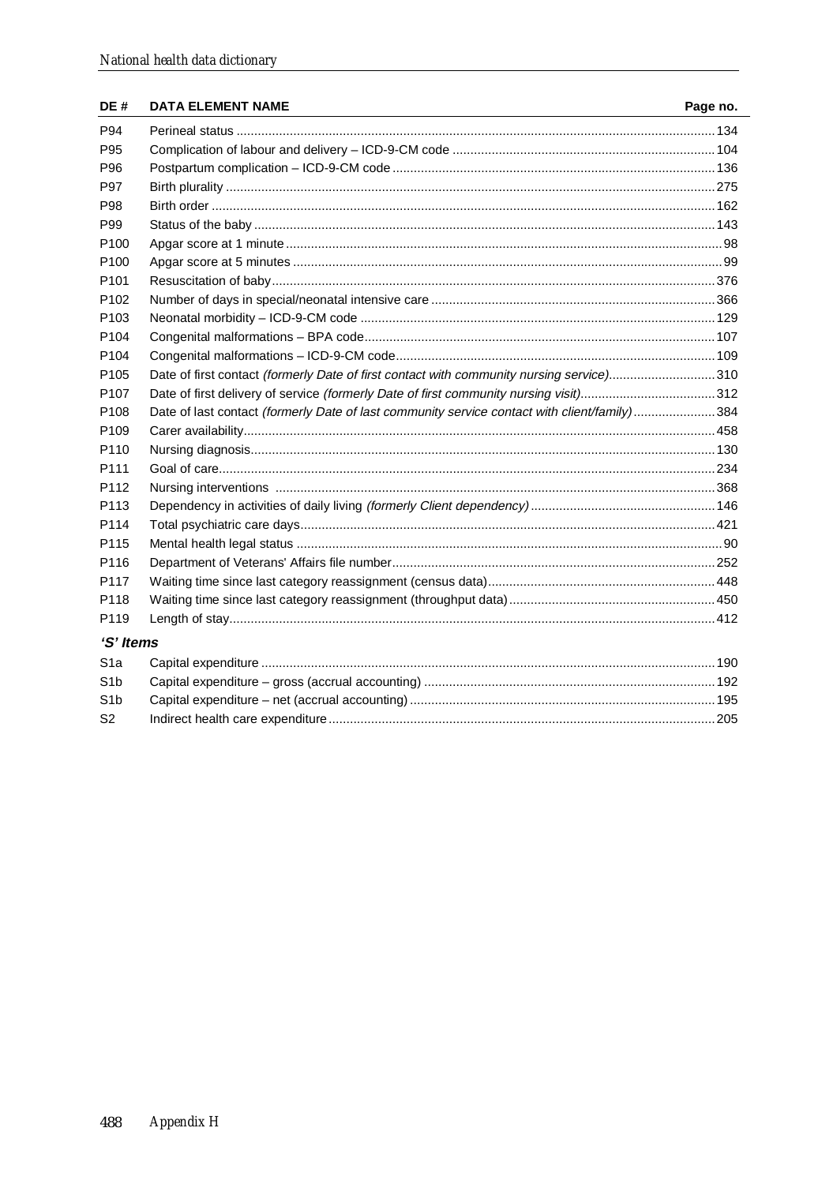| DE # | DATA ELEMENT NAME | Page no. |
|---|---|---|
| P94 | Perineal status | 134 |
| P95 | Complication of labour and delivery – ICD-9-CM code | 104 |
| P96 | Postpartum complication – ICD-9-CM code | 136 |
| P97 | Birth plurality | 275 |
| P98 | Birth order | 162 |
| P99 | Status of the baby | 143 |
| P100 | Apgar score at 1 minute | 98 |
| P100 | Apgar score at 5 minutes | 99 |
| P101 | Resuscitation of baby | 376 |
| P102 | Number of days in special/neonatal intensive care | 366 |
| P103 | Neonatal morbidity – ICD-9-CM code | 129 |
| P104 | Congenital malformations – BPA code | 107 |
| P104 | Congenital malformations – ICD-9-CM code | 109 |
| P105 | Date of first contact *(formerly Date of first contact with community nursing service)* | 310 |
| P107 | Date of first delivery of service *(formerly Date of first community nursing visit)* | 312 |
| P108 | Date of last contact *(formerly Date of last community service contact with client/family)* | 384 |
| P109 | Carer availability | 458 |
| P110 | Nursing diagnosis | 130 |
| P111 | Goal of care | 234 |
| P112 | Nursing interventions | 368 |
| P113 | Dependency in activities of daily living *(formerly Client dependency)* | 146 |
| P114 | Total psychiatric care days | 421 |
| P115 | Mental health legal status | 90 |
| P116 | Department of Veterans' Affairs file number | 252 |
| P117 | Waiting time since last category reassignment (census data) | 448 |
| P118 | Waiting time since last category reassignment (throughput data) | 450 |
| P119 | Length of stay | 412 |
| ***'S' Items*** | | |
| S1a | Capital expenditure | 190 |
| S1b | Capital expenditure – gross (accrual accounting) | 192 |
| S1b | Capital expenditure – net (accrual accounting) | 195 |
| S2 | Indirect health care expenditure | 205 |